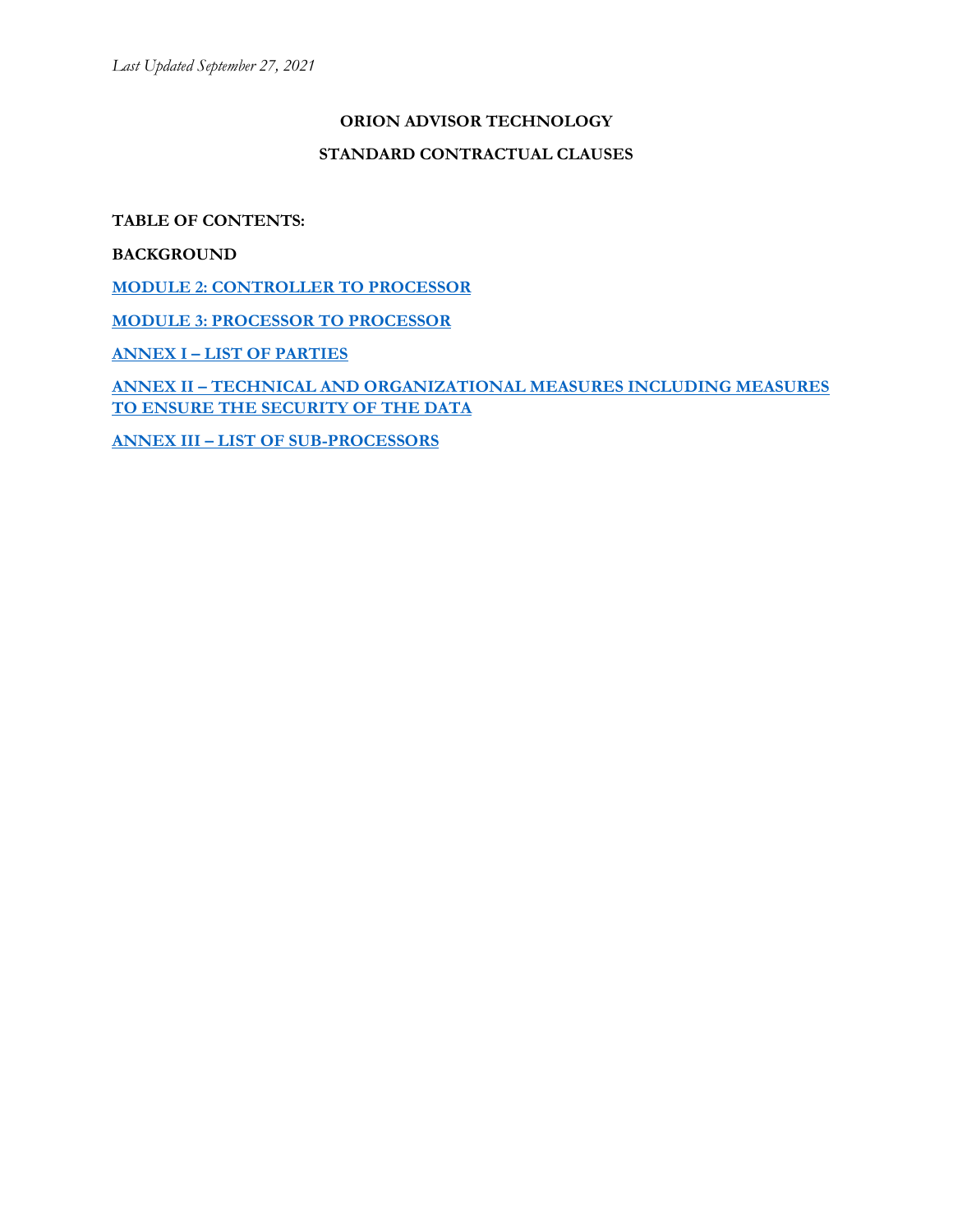*Last Updated September 27, 2021*

# ORION ADVISOR TECHNOLOGY

# STANDARD CONTRACTUAL CLAUSES

**TABLE OF CONTENTS:**

**BACKGROUND**

**MODULE 2: CONTROLLER TO PROCESSOR**

**MODULE 3: PROCESSOR TO PROCESSOR**

**ANNEX I – LIST OF PARTIES**

**ANNEX II – TECHNICAL AND ORGANIZATIONAL MEASURES INCLUDING MEASURES TO ENSURE THE SECURITY OF THE DATA**

**ANNEX III – LIST OF SUB-PROCESSORS**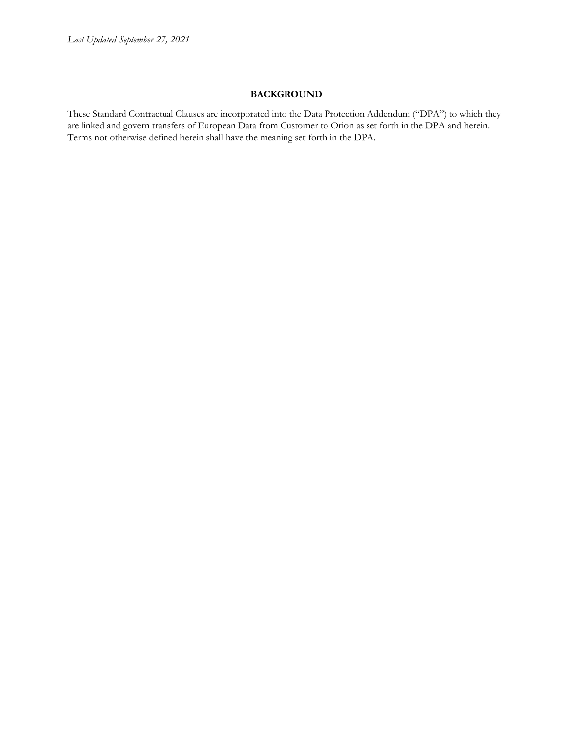*Last Updated September 27, 2021*

## BACKGROUND

These Standard Contractual Clauses are incorporated into the Data Protection Addendum ("DPA") to which they are linked and govern transfers of European Data from Customer to Orion as set forth in the DPA and herein. Terms not otherwise defined herein shall have the meaning set forth in the DPA.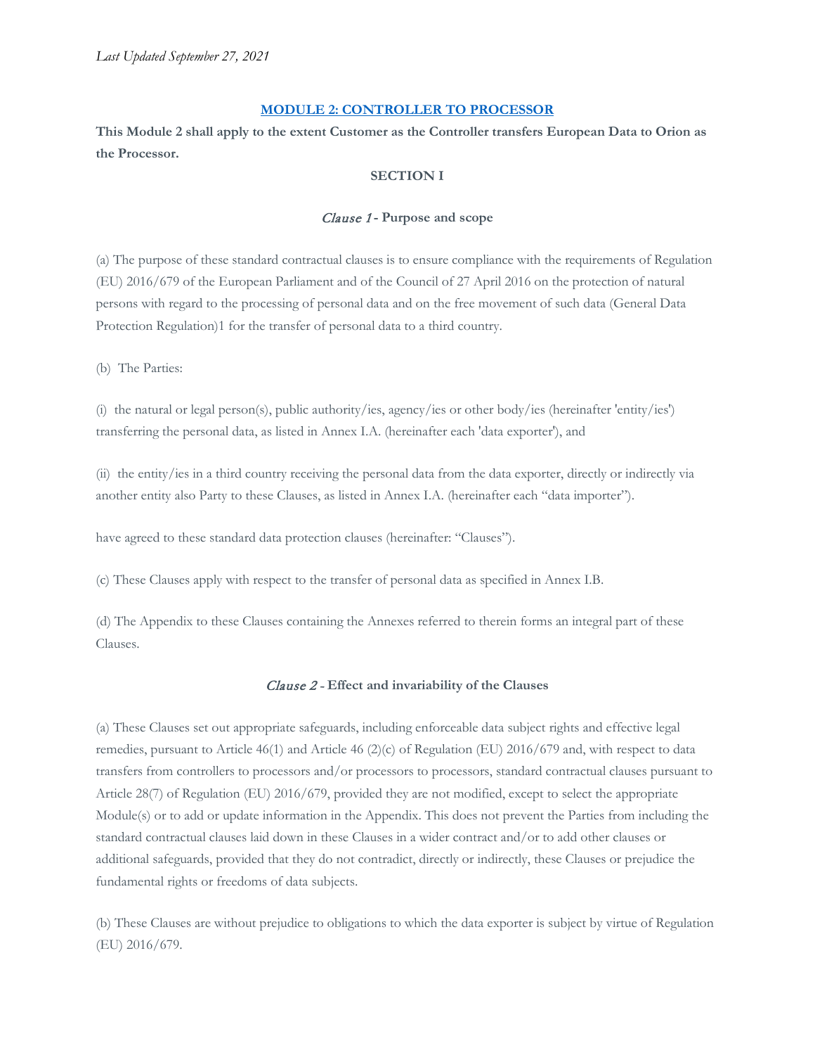*Last Updated September 27, 2021*

## MODULE 2: CONTROLLER TO PROCESSOR

**This Module 2 shall apply to the extent Customer as the Controller transfers European Data to Orion as the Processor.**

### SECTION I

#### *Clause 1* - Purpose and scope

(a) The purpose of these standard contractual clauses is to ensure compliance with the requirements of Regulation (EU) 2016/679 of the European Parliament and of the Council of 27 April 2016 on the protection of natural persons with regard to the processing of personal data and on the free movement of such data (General Data Protection Regulation)1 for the transfer of personal data to a third country.

(b) The Parties:

(i) the natural or legal person(s), public authority/ies, agency/ies or other body/ies (hereinafter 'entity/ies') transferring the personal data, as listed in Annex I.A. (hereinafter each 'data exporter'), and

(ii) the entity/ies in a third country receiving the personal data from the data exporter, directly or indirectly via another entity also Party to these Clauses, as listed in Annex I.A. (hereinafter each "data importer").

have agreed to these standard data protection clauses (hereinafter: "Clauses").

(c) These Clauses apply with respect to the transfer of personal data as specified in Annex I.B.

(d) The Appendix to these Clauses containing the Annexes referred to therein forms an integral part of these Clauses.

#### *Clause 2* - Effect and invariability of the Clauses

(a) These Clauses set out appropriate safeguards, including enforceable data subject rights and effective legal remedies, pursuant to Article 46(1) and Article 46 (2)(c) of Regulation (EU) 2016/679 and, with respect to data transfers from controllers to processors and/or processors to processors, standard contractual clauses pursuant to Article 28(7) of Regulation (EU) 2016/679, provided they are not modified, except to select the appropriate Module(s) or to add or update information in the Appendix. This does not prevent the Parties from including the standard contractual clauses laid down in these Clauses in a wider contract and/or to add other clauses or additional safeguards, provided that they do not contradict, directly or indirectly, these Clauses or prejudice the fundamental rights or freedoms of data subjects.

(b) These Clauses are without prejudice to obligations to which the data exporter is subject by virtue of Regulation (EU) 2016/679.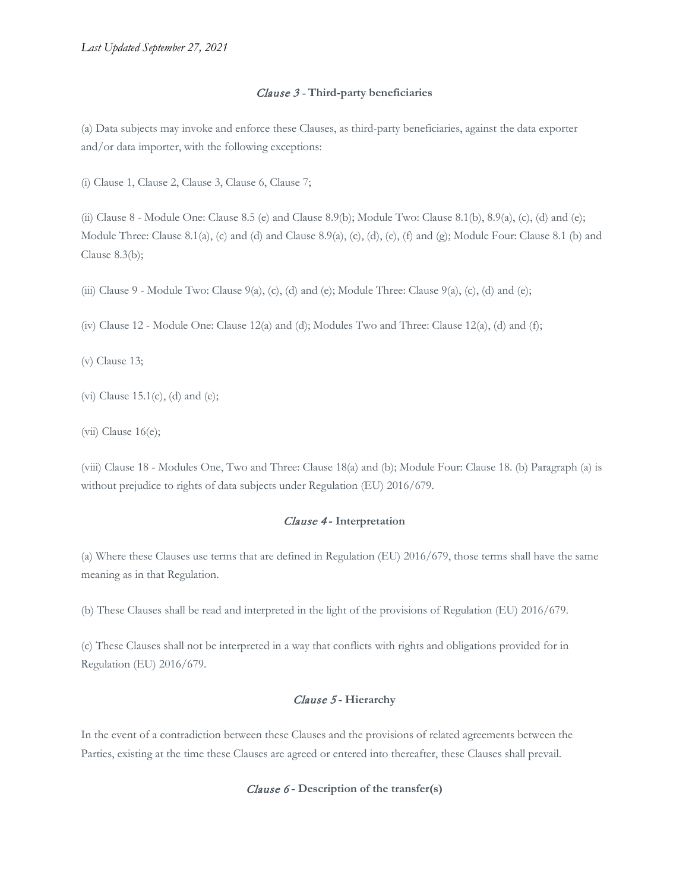*Last Updated September 27, 2021*

### *Clause 3* - **Third-party beneficiaries**

(a) Data subjects may invoke and enforce these Clauses, as third-party beneficiaries, against the data exporter and/or data importer, with the following exceptions:

(i) Clause 1, Clause 2, Clause 3, Clause 6, Clause 7;

(ii) Clause 8 - Module One: Clause 8.5 (e) and Clause 8.9(b); Module Two: Clause 8.1(b), 8.9(a), (c), (d) and (e); Module Three: Clause 8.1(a), (c) and (d) and Clause 8.9(a), (c), (d), (e), (f) and (g); Module Four: Clause 8.1 (b) and Clause 8.3(b);

(iii) Clause 9 - Module Two: Clause 9(a), (c), (d) and (e); Module Three: Clause 9(a), (c), (d) and (e);

(iv) Clause 12 - Module One: Clause 12(a) and (d); Modules Two and Three: Clause 12(a), (d) and (f);

(v) Clause 13;

(vi) Clause 15.1(c), (d) and (e);

(vii) Clause 16(e);

(viii) Clause 18 - Modules One, Two and Three: Clause 18(a) and (b); Module Four: Clause 18. (b) Paragraph (a) is without prejudice to rights of data subjects under Regulation (EU) 2016/679.

### *Clause 4* - **Interpretation**

(a) Where these Clauses use terms that are defined in Regulation (EU) 2016/679, those terms shall have the same meaning as in that Regulation.

(b) These Clauses shall be read and interpreted in the light of the provisions of Regulation (EU) 2016/679.

(c) These Clauses shall not be interpreted in a way that conflicts with rights and obligations provided for in Regulation (EU) 2016/679.

### *Clause 5* - **Hierarchy**

In the event of a contradiction between these Clauses and the provisions of related agreements between the Parties, existing at the time these Clauses are agreed or entered into thereafter, these Clauses shall prevail.

### *Clause 6* - **Description of the transfer(s)**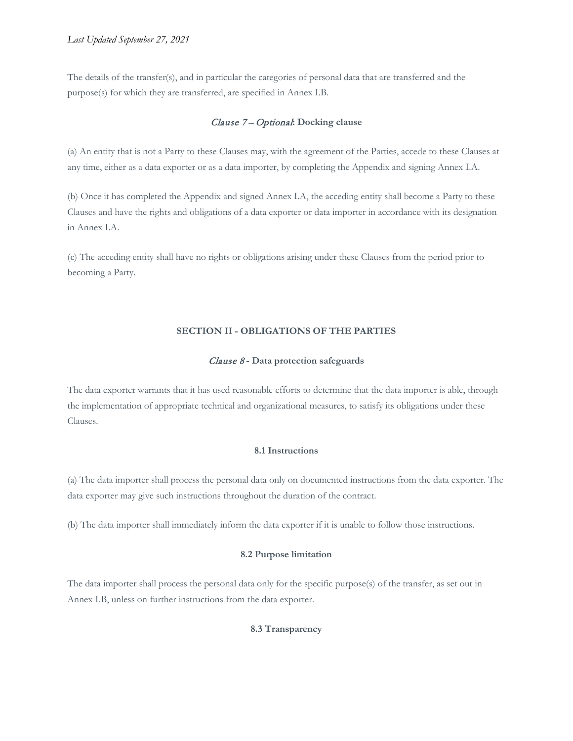The details of the transfer(s), and in particular the categories of personal data that are transferred and the purpose(s) for which they are transferred, are specified in Annex I.B.

### *Clause 7 – Optional*: Docking clause

(a) An entity that is not a Party to these Clauses may, with the agreement of the Parties, accede to these Clauses at any time, either as a data exporter or as a data importer, by completing the Appendix and signing Annex I.A.

(b) Once it has completed the Appendix and signed Annex I.A, the acceding entity shall become a Party to these Clauses and have the rights and obligations of a data exporter or data importer in accordance with its designation in Annex I.A.

(c) The acceding entity shall have no rights or obligations arising under these Clauses from the period prior to becoming a Party.

## SECTION II - OBLIGATIONS OF THE PARTIES

### *Clause 8* - Data protection safeguards

The data exporter warrants that it has used reasonable efforts to determine that the data importer is able, through the implementation of appropriate technical and organizational measures, to satisfy its obligations under these Clauses.

#### 8.1 Instructions

(a) The data importer shall process the personal data only on documented instructions from the data exporter. The data exporter may give such instructions throughout the duration of the contract.

(b) The data importer shall immediately inform the data exporter if it is unable to follow those instructions.

#### 8.2 Purpose limitation

The data importer shall process the personal data only for the specific purpose(s) of the transfer, as set out in Annex I.B, unless on further instructions from the data exporter.

#### 8.3 Transparency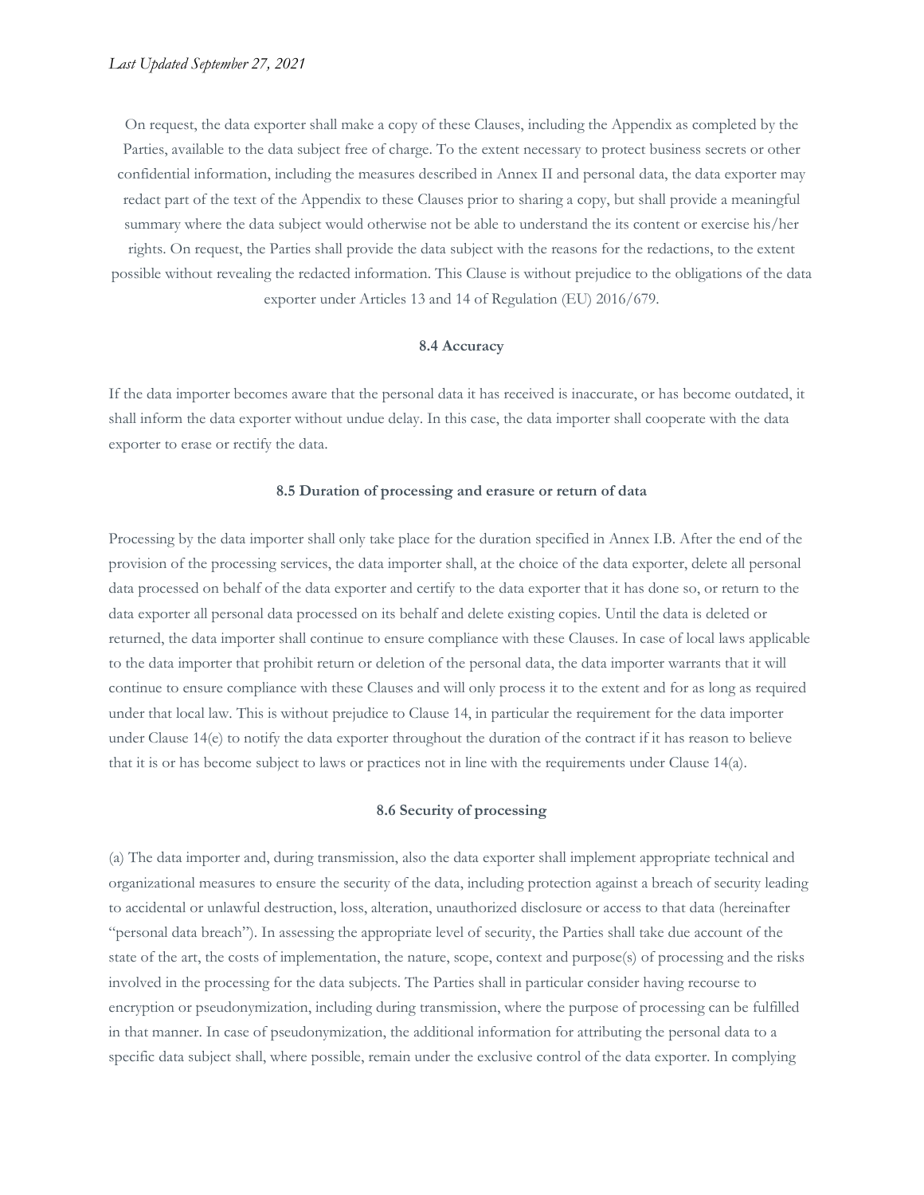On request, the data exporter shall make a copy of these Clauses, including the Appendix as completed by the Parties, available to the data subject free of charge. To the extent necessary to protect business secrets or other confidential information, including the measures described in Annex II and personal data, the data exporter may redact part of the text of the Appendix to these Clauses prior to sharing a copy, but shall provide a meaningful summary where the data subject would otherwise not be able to understand the its content or exercise his/her rights. On request, the Parties shall provide the data subject with the reasons for the redactions, to the extent possible without revealing the redacted information. This Clause is without prejudice to the obligations of the data exporter under Articles 13 and 14 of Regulation (EU) 2016/679.

**8.4 Accuracy**

If the data importer becomes aware that the personal data it has received is inaccurate, or has become outdated, it shall inform the data exporter without undue delay. In this case, the data importer shall cooperate with the data exporter to erase or rectify the data.

**8.5 Duration of processing and erasure or return of data**

Processing by the data importer shall only take place for the duration specified in Annex I.B. After the end of the provision of the processing services, the data importer shall, at the choice of the data exporter, delete all personal data processed on behalf of the data exporter and certify to the data exporter that it has done so, or return to the data exporter all personal data processed on its behalf and delete existing copies. Until the data is deleted or returned, the data importer shall continue to ensure compliance with these Clauses. In case of local laws applicable to the data importer that prohibit return or deletion of the personal data, the data importer warrants that it will continue to ensure compliance with these Clauses and will only process it to the extent and for as long as required under that local law. This is without prejudice to Clause 14, in particular the requirement for the data importer under Clause 14(e) to notify the data exporter throughout the duration of the contract if it has reason to believe that it is or has become subject to laws or practices not in line with the requirements under Clause 14(a).

**8.6 Security of processing**

(a) The data importer and, during transmission, also the data exporter shall implement appropriate technical and organizational measures to ensure the security of the data, including protection against a breach of security leading to accidental or unlawful destruction, loss, alteration, unauthorized disclosure or access to that data (hereinafter "personal data breach"). In assessing the appropriate level of security, the Parties shall take due account of the state of the art, the costs of implementation, the nature, scope, context and purpose(s) of processing and the risks involved in the processing for the data subjects. The Parties shall in particular consider having recourse to encryption or pseudonymization, including during transmission, where the purpose of processing can be fulfilled in that manner. In case of pseudonymization, the additional information for attributing the personal data to a specific data subject shall, where possible, remain under the exclusive control of the data exporter. In complying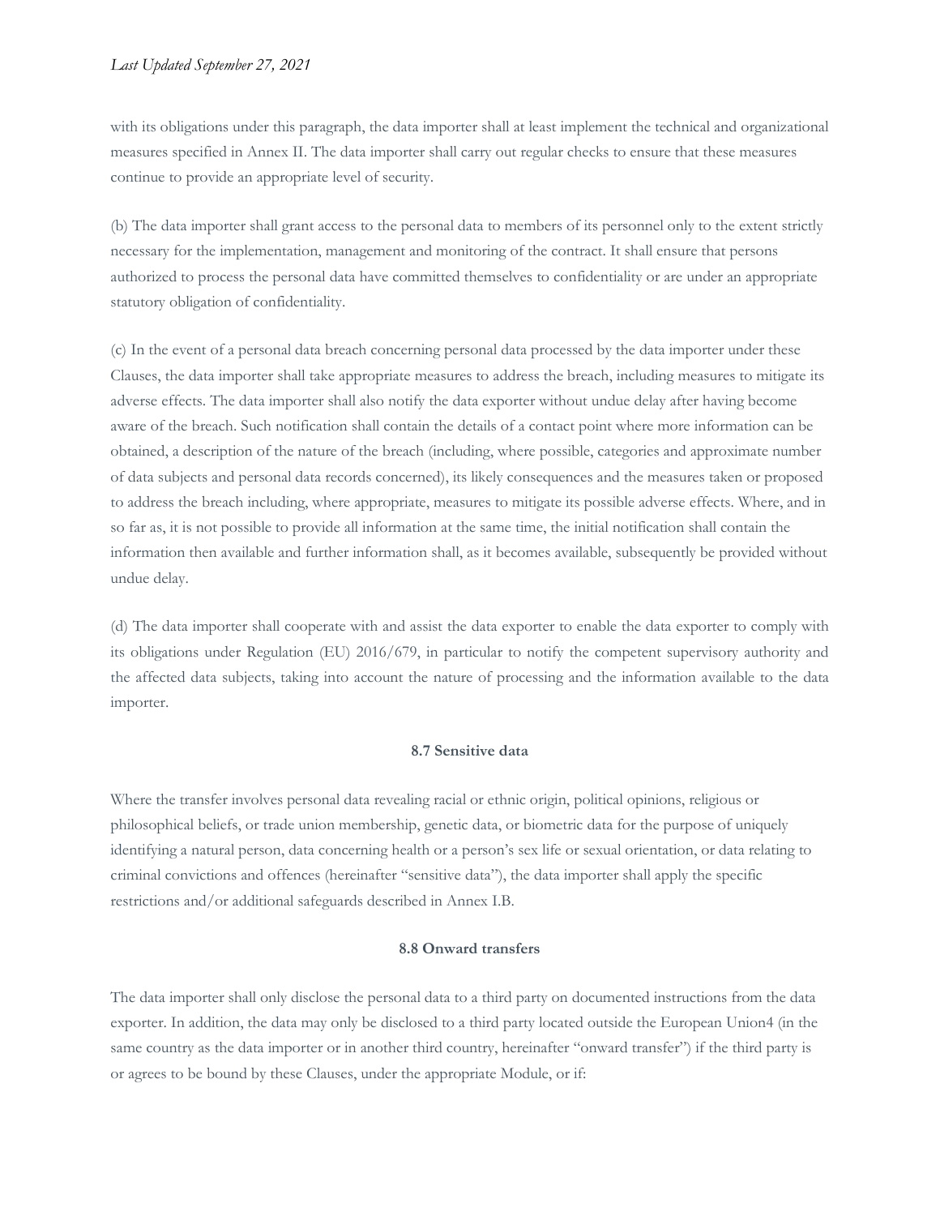with its obligations under this paragraph, the data importer shall at least implement the technical and organizational measures specified in Annex II. The data importer shall carry out regular checks to ensure that these measures continue to provide an appropriate level of security.

(b) The data importer shall grant access to the personal data to members of its personnel only to the extent strictly necessary for the implementation, management and monitoring of the contract. It shall ensure that persons authorized to process the personal data have committed themselves to confidentiality or are under an appropriate statutory obligation of confidentiality.

(c) In the event of a personal data breach concerning personal data processed by the data importer under these Clauses, the data importer shall take appropriate measures to address the breach, including measures to mitigate its adverse effects. The data importer shall also notify the data exporter without undue delay after having become aware of the breach. Such notification shall contain the details of a contact point where more information can be obtained, a description of the nature of the breach (including, where possible, categories and approximate number of data subjects and personal data records concerned), its likely consequences and the measures taken or proposed to address the breach including, where appropriate, measures to mitigate its possible adverse effects. Where, and in so far as, it is not possible to provide all information at the same time, the initial notification shall contain the information then available and further information shall, as it becomes available, subsequently be provided without undue delay.

(d) The data importer shall cooperate with and assist the data exporter to enable the data exporter to comply with its obligations under Regulation (EU) 2016/679, in particular to notify the competent supervisory authority and the affected data subjects, taking into account the nature of processing and the information available to the data importer.

**8.7 Sensitive data**

Where the transfer involves personal data revealing racial or ethnic origin, political opinions, religious or philosophical beliefs, or trade union membership, genetic data, or biometric data for the purpose of uniquely identifying a natural person, data concerning health or a person's sex life or sexual orientation, or data relating to criminal convictions and offences (hereinafter "sensitive data"), the data importer shall apply the specific restrictions and/or additional safeguards described in Annex I.B.

**8.8 Onward transfers**

The data importer shall only disclose the personal data to a third party on documented instructions from the data exporter. In addition, the data may only be disclosed to a third party located outside the European Union[4] (in the same country as the data importer or in another third country, hereinafter "onward transfer") if the third party is or agrees to be bound by these Clauses, under the appropriate Module, or if: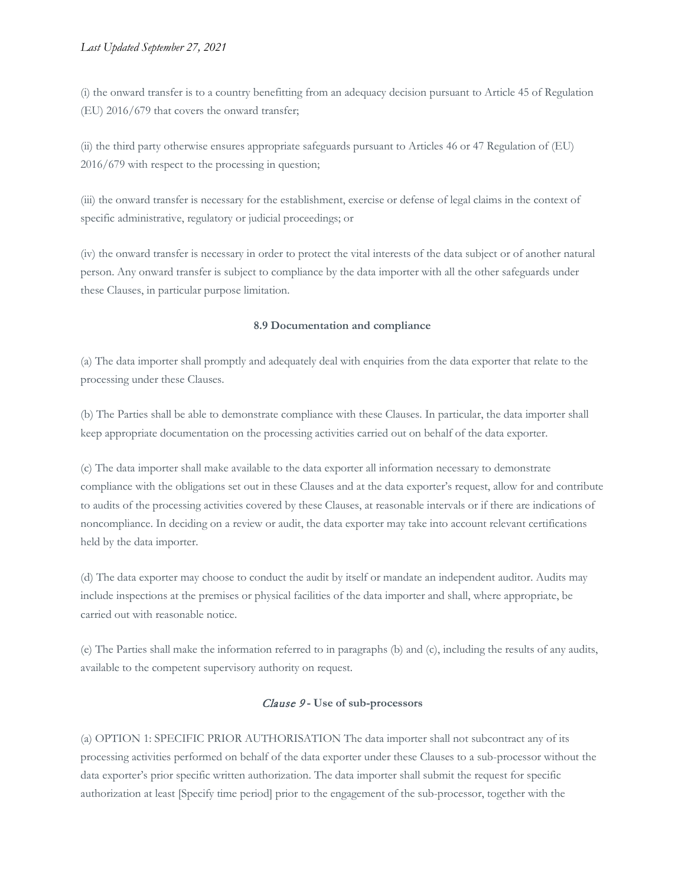(i) the onward transfer is to a country benefitting from an adequacy decision pursuant to Article 45 of Regulation (EU) 2016/679 that covers the onward transfer;

(ii) the third party otherwise ensures appropriate safeguards pursuant to Articles 46 or 47 Regulation of (EU) 2016/679 with respect to the processing in question;

(iii) the onward transfer is necessary for the establishment, exercise or defense of legal claims in the context of specific administrative, regulatory or judicial proceedings; or

(iv) the onward transfer is necessary in order to protect the vital interests of the data subject or of another natural person. Any onward transfer is subject to compliance by the data importer with all the other safeguards under these Clauses, in particular purpose limitation.

**8.9 Documentation and compliance**

(a) The data importer shall promptly and adequately deal with enquiries from the data exporter that relate to the processing under these Clauses.

(b) The Parties shall be able to demonstrate compliance with these Clauses. In particular, the data importer shall keep appropriate documentation on the processing activities carried out on behalf of the data exporter.

(c) The data importer shall make available to the data exporter all information necessary to demonstrate compliance with the obligations set out in these Clauses and at the data exporter's request, allow for and contribute to audits of the processing activities covered by these Clauses, at reasonable intervals or if there are indications of noncompliance. In deciding on a review or audit, the data exporter may take into account relevant certifications held by the data importer.

(d) The data exporter may choose to conduct the audit by itself or mandate an independent auditor. Audits may include inspections at the premises or physical facilities of the data importer and shall, where appropriate, be carried out with reasonable notice.

(e) The Parties shall make the information referred to in paragraphs (b) and (c), including the results of any audits, available to the competent supervisory authority on request.

***Clause 9* - Use of sub-processors**

(a) OPTION 1: SPECIFIC PRIOR AUTHORISATION The data importer shall not subcontract any of its processing activities performed on behalf of the data exporter under these Clauses to a sub-processor without the data exporter's prior specific written authorization. The data importer shall submit the request for specific authorization at least [Specify time period] prior to the engagement of the sub-processor, together with the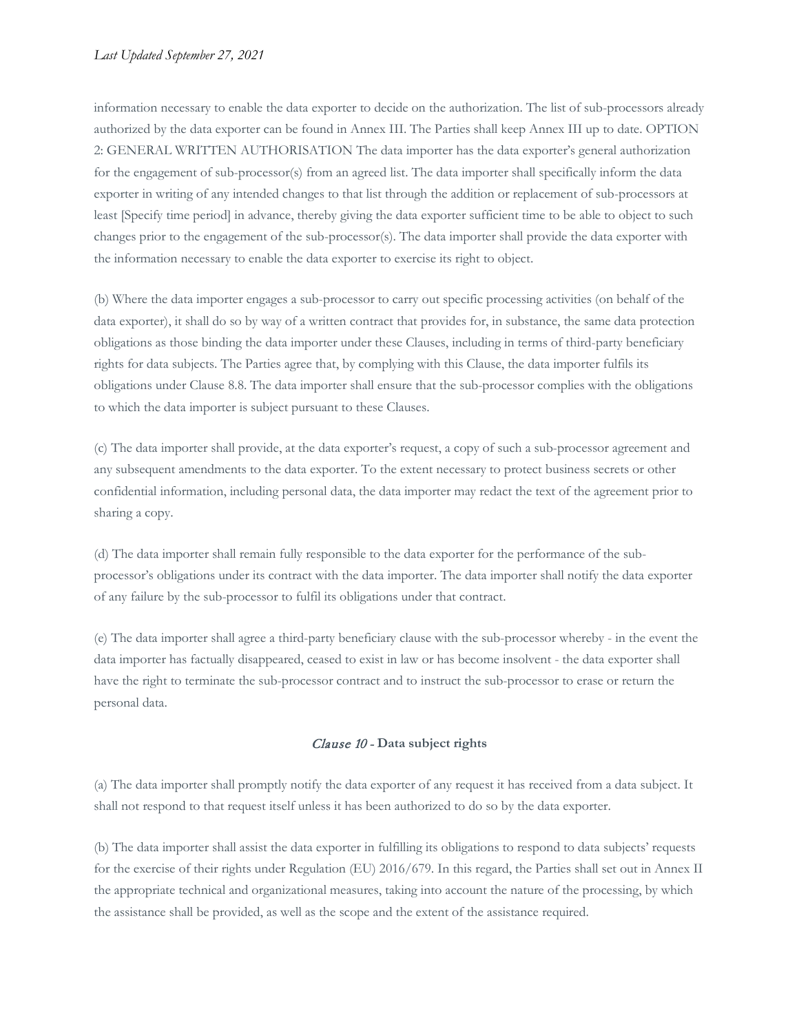information necessary to enable the data exporter to decide on the authorization. The list of sub-processors already authorized by the data exporter can be found in Annex III. The Parties shall keep Annex III up to date. OPTION 2: GENERAL WRITTEN AUTHORISATION The data importer has the data exporter's general authorization for the engagement of sub-processor(s) from an agreed list. The data importer shall specifically inform the data exporter in writing of any intended changes to that list through the addition or replacement of sub-processors at least [Specify time period] in advance, thereby giving the data exporter sufficient time to be able to object to such changes prior to the engagement of the sub-processor(s). The data importer shall provide the data exporter with the information necessary to enable the data exporter to exercise its right to object.

(b) Where the data importer engages a sub-processor to carry out specific processing activities (on behalf of the data exporter), it shall do so by way of a written contract that provides for, in substance, the same data protection obligations as those binding the data importer under these Clauses, including in terms of third-party beneficiary rights for data subjects. The Parties agree that, by complying with this Clause, the data importer fulfils its obligations under Clause 8.8. The data importer shall ensure that the sub-processor complies with the obligations to which the data importer is subject pursuant to these Clauses.

(c) The data importer shall provide, at the data exporter's request, a copy of such a sub-processor agreement and any subsequent amendments to the data exporter. To the extent necessary to protect business secrets or other confidential information, including personal data, the data importer may redact the text of the agreement prior to sharing a copy.

(d) The data importer shall remain fully responsible to the data exporter for the performance of the sub-processor's obligations under its contract with the data importer. The data importer shall notify the data exporter of any failure by the sub-processor to fulfil its obligations under that contract.

(e) The data importer shall agree a third-party beneficiary clause with the sub-processor whereby - in the event the data importer has factually disappeared, ceased to exist in law or has become insolvent - the data exporter shall have the right to terminate the sub-processor contract and to instruct the sub-processor to erase or return the personal data.

### *Clause 10* - Data subject rights

(a) The data importer shall promptly notify the data exporter of any request it has received from a data subject. It shall not respond to that request itself unless it has been authorized to do so by the data exporter.

(b) The data importer shall assist the data exporter in fulfilling its obligations to respond to data subjects' requests for the exercise of their rights under Regulation (EU) 2016/679. In this regard, the Parties shall set out in Annex II the appropriate technical and organizational measures, taking into account the nature of the processing, by which the assistance shall be provided, as well as the scope and the extent of the assistance required.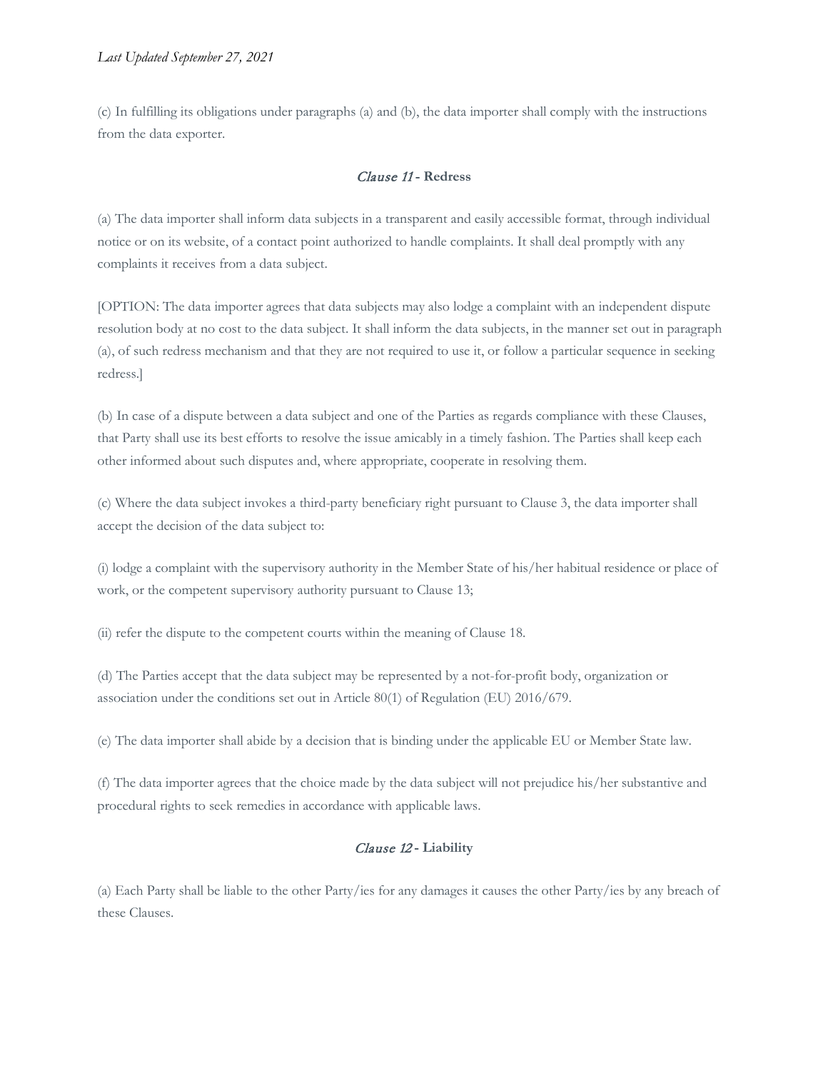(c) In fulfilling its obligations under paragraphs (a) and (b), the data importer shall comply with the instructions from the data exporter.

### *Clause 11* - Redress

(a) The data importer shall inform data subjects in a transparent and easily accessible format, through individual notice or on its website, of a contact point authorized to handle complaints. It shall deal promptly with any complaints it receives from a data subject.

[OPTION: The data importer agrees that data subjects may also lodge a complaint with an independent dispute resolution body at no cost to the data subject. It shall inform the data subjects, in the manner set out in paragraph (a), of such redress mechanism and that they are not required to use it, or follow a particular sequence in seeking redress.]

(b) In case of a dispute between a data subject and one of the Parties as regards compliance with these Clauses, that Party shall use its best efforts to resolve the issue amicably in a timely fashion. The Parties shall keep each other informed about such disputes and, where appropriate, cooperate in resolving them.

(c) Where the data subject invokes a third-party beneficiary right pursuant to Clause 3, the data importer shall accept the decision of the data subject to:

(i) lodge a complaint with the supervisory authority in the Member State of his/her habitual residence or place of work, or the competent supervisory authority pursuant to Clause 13;

(ii) refer the dispute to the competent courts within the meaning of Clause 18.

(d) The Parties accept that the data subject may be represented by a not-for-profit body, organization or association under the conditions set out in Article 80(1) of Regulation (EU) 2016/679.

(e) The data importer shall abide by a decision that is binding under the applicable EU or Member State law.

(f) The data importer agrees that the choice made by the data subject will not prejudice his/her substantive and procedural rights to seek remedies in accordance with applicable laws.

### *Clause 12* - Liability

(a) Each Party shall be liable to the other Party/ies for any damages it causes the other Party/ies by any breach of these Clauses.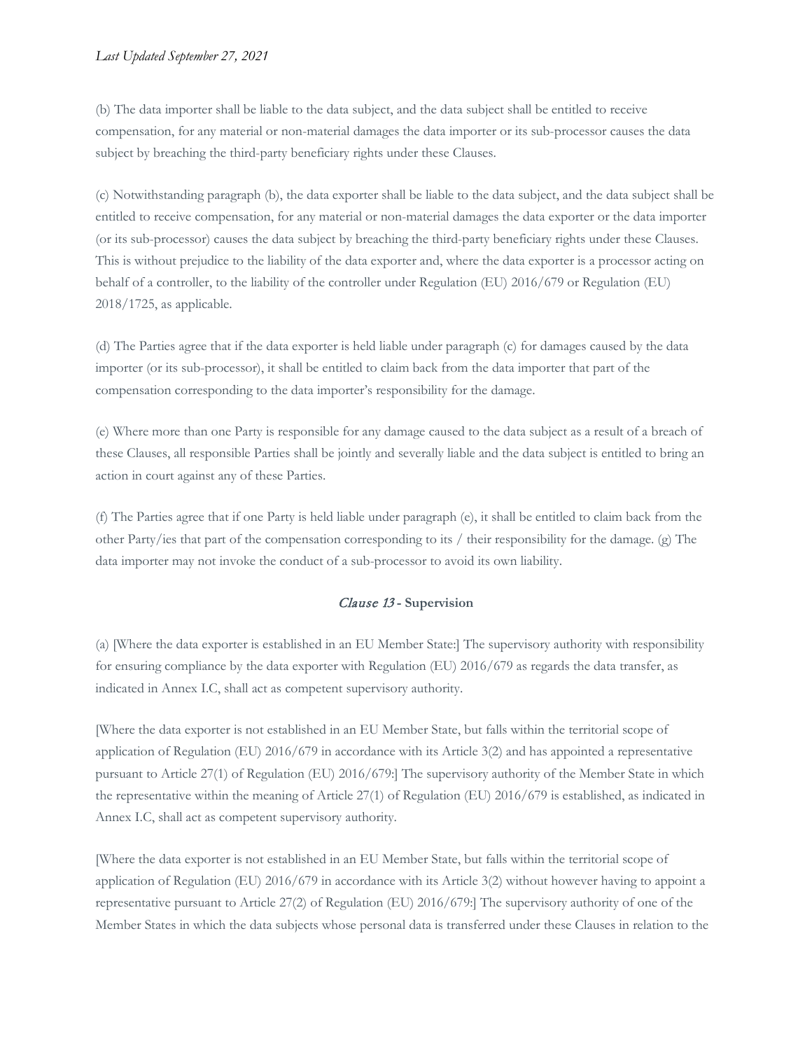(b) The data importer shall be liable to the data subject, and the data subject shall be entitled to receive compensation, for any material or non-material damages the data importer or its sub-processor causes the data subject by breaching the third-party beneficiary rights under these Clauses.

(c) Notwithstanding paragraph (b), the data exporter shall be liable to the data subject, and the data subject shall be entitled to receive compensation, for any material or non-material damages the data exporter or the data importer (or its sub-processor) causes the data subject by breaching the third-party beneficiary rights under these Clauses. This is without prejudice to the liability of the data exporter and, where the data exporter is a processor acting on behalf of a controller, to the liability of the controller under Regulation (EU) 2016/679 or Regulation (EU) 2018/1725, as applicable.

(d) The Parties agree that if the data exporter is held liable under paragraph (c) for damages caused by the data importer (or its sub-processor), it shall be entitled to claim back from the data importer that part of the compensation corresponding to the data importer's responsibility for the damage.

(e) Where more than one Party is responsible for any damage caused to the data subject as a result of a breach of these Clauses, all responsible Parties shall be jointly and severally liable and the data subject is entitled to bring an action in court against any of these Parties.

(f) The Parties agree that if one Party is held liable under paragraph (e), it shall be entitled to claim back from the other Party/ies that part of the compensation corresponding to its / their responsibility for the damage. (g) The data importer may not invoke the conduct of a sub-processor to avoid its own liability.

### *Clause 13* - Supervision

(a) [Where the data exporter is established in an EU Member State:] The supervisory authority with responsibility for ensuring compliance by the data exporter with Regulation (EU) 2016/679 as regards the data transfer, as indicated in Annex I.C, shall act as competent supervisory authority.

[Where the data exporter is not established in an EU Member State, but falls within the territorial scope of application of Regulation (EU) 2016/679 in accordance with its Article 3(2) and has appointed a representative pursuant to Article 27(1) of Regulation (EU) 2016/679:] The supervisory authority of the Member State in which the representative within the meaning of Article 27(1) of Regulation (EU) 2016/679 is established, as indicated in Annex I.C, shall act as competent supervisory authority.

[Where the data exporter is not established in an EU Member State, but falls within the territorial scope of application of Regulation (EU) 2016/679 in accordance with its Article 3(2) without however having to appoint a representative pursuant to Article 27(2) of Regulation (EU) 2016/679:] The supervisory authority of one of the Member States in which the data subjects whose personal data is transferred under these Clauses in relation to the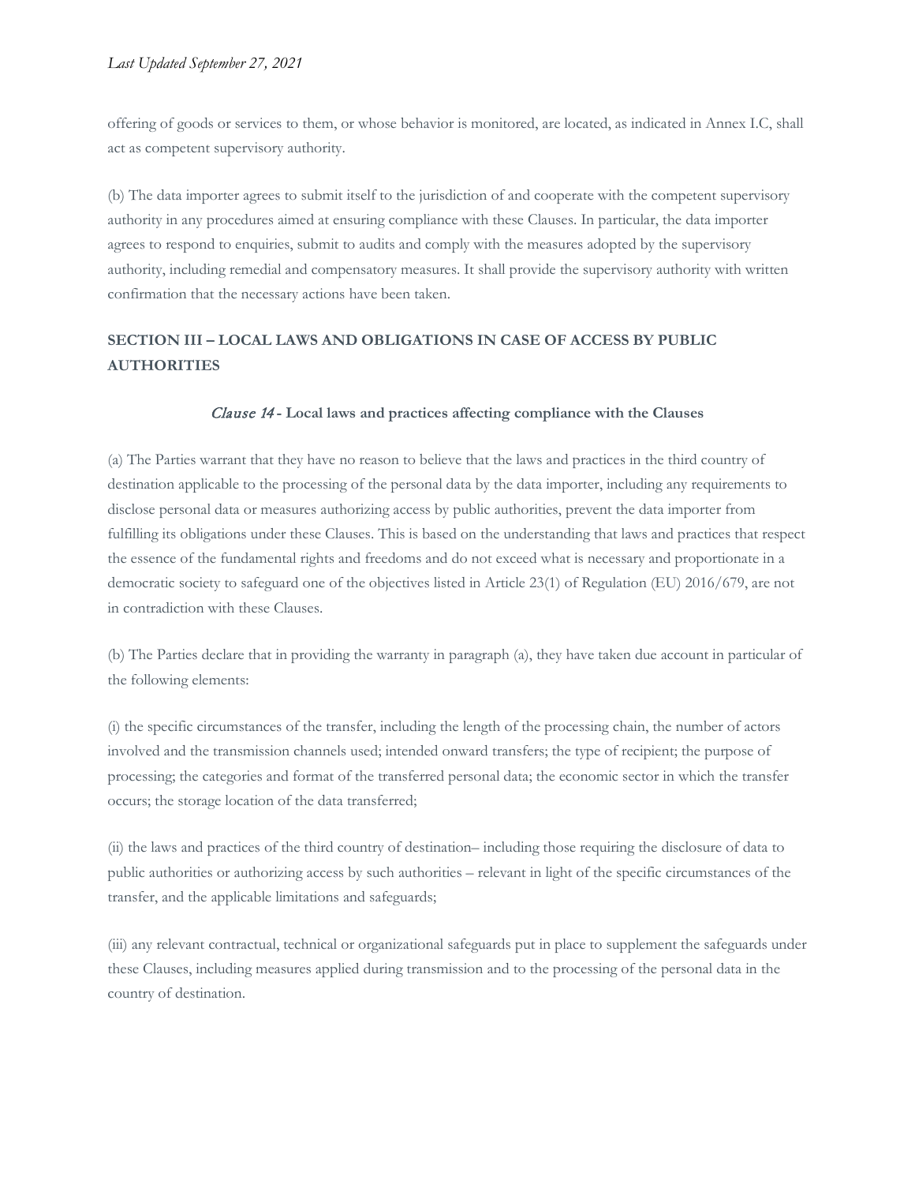offering of goods or services to them, or whose behavior is monitored, are located, as indicated in Annex I.C, shall act as competent supervisory authority.

(b) The data importer agrees to submit itself to the jurisdiction of and cooperate with the competent supervisory authority in any procedures aimed at ensuring compliance with these Clauses. In particular, the data importer agrees to respond to enquiries, submit to audits and comply with the measures adopted by the supervisory authority, including remedial and compensatory measures. It shall provide the supervisory authority with written confirmation that the necessary actions have been taken.

## SECTION III – LOCAL LAWS AND OBLIGATIONS IN CASE OF ACCESS BY PUBLIC AUTHORITIES

### *Clause 14* - Local laws and practices affecting compliance with the Clauses

(a) The Parties warrant that they have no reason to believe that the laws and practices in the third country of destination applicable to the processing of the personal data by the data importer, including any requirements to disclose personal data or measures authorizing access by public authorities, prevent the data importer from fulfilling its obligations under these Clauses. This is based on the understanding that laws and practices that respect the essence of the fundamental rights and freedoms and do not exceed what is necessary and proportionate in a democratic society to safeguard one of the objectives listed in Article 23(1) of Regulation (EU) 2016/679, are not in contradiction with these Clauses.

(b) The Parties declare that in providing the warranty in paragraph (a), they have taken due account in particular of the following elements:

(i) the specific circumstances of the transfer, including the length of the processing chain, the number of actors involved and the transmission channels used; intended onward transfers; the type of recipient; the purpose of processing; the categories and format of the transferred personal data; the economic sector in which the transfer occurs; the storage location of the data transferred;

(ii) the laws and practices of the third country of destination– including those requiring the disclosure of data to public authorities or authorizing access by such authorities – relevant in light of the specific circumstances of the transfer, and the applicable limitations and safeguards;

(iii) any relevant contractual, technical or organizational safeguards put in place to supplement the safeguards under these Clauses, including measures applied during transmission and to the processing of the personal data in the country of destination.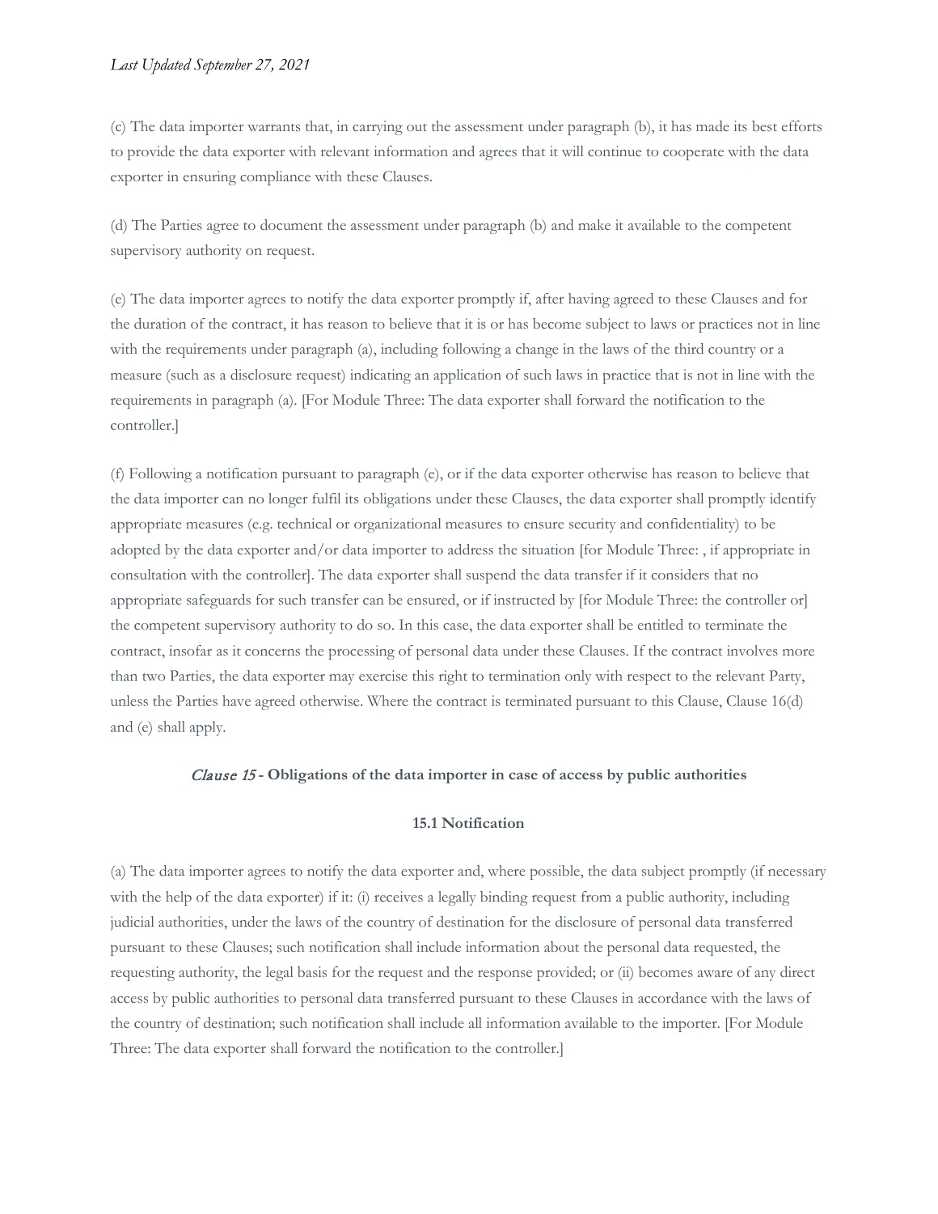(c) The data importer warrants that, in carrying out the assessment under paragraph (b), it has made its best efforts to provide the data exporter with relevant information and agrees that it will continue to cooperate with the data exporter in ensuring compliance with these Clauses.

(d) The Parties agree to document the assessment under paragraph (b) and make it available to the competent supervisory authority on request.

(e) The data importer agrees to notify the data exporter promptly if, after having agreed to these Clauses and for the duration of the contract, it has reason to believe that it is or has become subject to laws or practices not in line with the requirements under paragraph (a), including following a change in the laws of the third country or a measure (such as a disclosure request) indicating an application of such laws in practice that is not in line with the requirements in paragraph (a). [For Module Three: The data exporter shall forward the notification to the controller.]

(f) Following a notification pursuant to paragraph (e), or if the data exporter otherwise has reason to believe that the data importer can no longer fulfil its obligations under these Clauses, the data exporter shall promptly identify appropriate measures (e.g. technical or organizational measures to ensure security and confidentiality) to be adopted by the data exporter and/or data importer to address the situation [for Module Three: , if appropriate in consultation with the controller]. The data exporter shall suspend the data transfer if it considers that no appropriate safeguards for such transfer can be ensured, or if instructed by [for Module Three: the controller or] the competent supervisory authority to do so. In this case, the data exporter shall be entitled to terminate the contract, insofar as it concerns the processing of personal data under these Clauses. If the contract involves more than two Parties, the data exporter may exercise this right to termination only with respect to the relevant Party, unless the Parties have agreed otherwise. Where the contract is terminated pursuant to this Clause, Clause 16(d) and (e) shall apply.

### *Clause 15* - **Obligations of the data importer in case of access by public authorities**

#### 15.1 Notification

(a) The data importer agrees to notify the data exporter and, where possible, the data subject promptly (if necessary with the help of the data exporter) if it: (i) receives a legally binding request from a public authority, including judicial authorities, under the laws of the country of destination for the disclosure of personal data transferred pursuant to these Clauses; such notification shall include information about the personal data requested, the requesting authority, the legal basis for the request and the response provided; or (ii) becomes aware of any direct access by public authorities to personal data transferred pursuant to these Clauses in accordance with the laws of the country of destination; such notification shall include all information available to the importer. [For Module Three: The data exporter shall forward the notification to the controller.]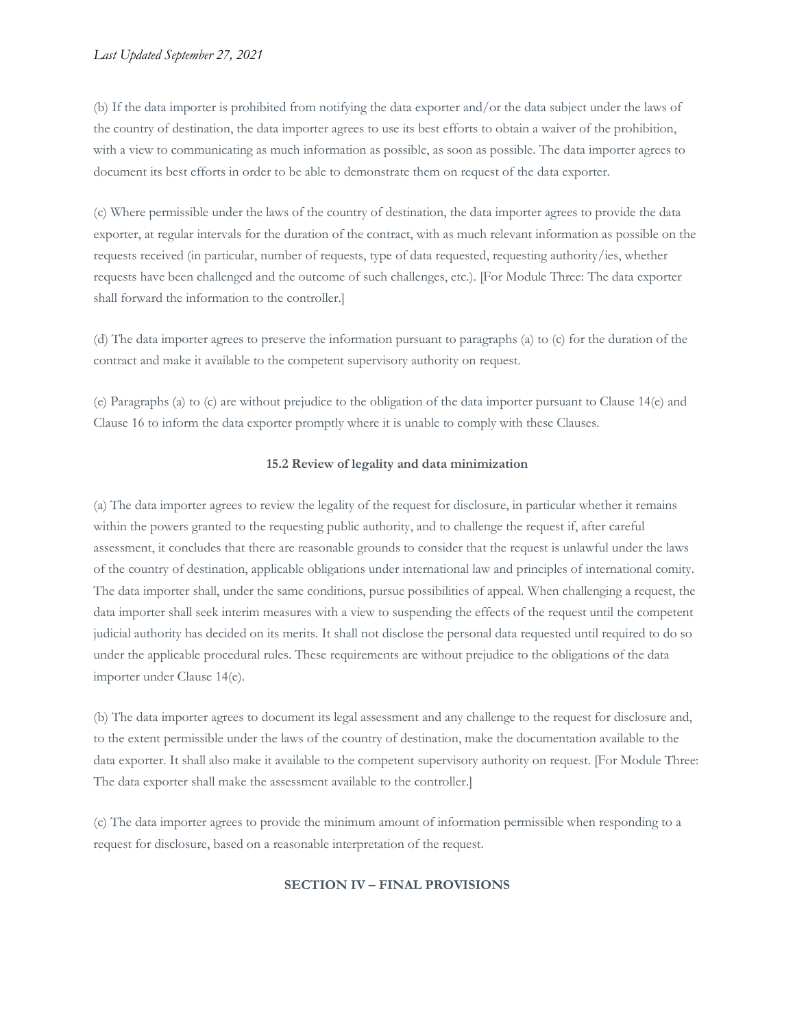(b) If the data importer is prohibited from notifying the data exporter and/or the data subject under the laws of the country of destination, the data importer agrees to use its best efforts to obtain a waiver of the prohibition, with a view to communicating as much information as possible, as soon as possible. The data importer agrees to document its best efforts in order to be able to demonstrate them on request of the data exporter.

(c) Where permissible under the laws of the country of destination, the data importer agrees to provide the data exporter, at regular intervals for the duration of the contract, with as much relevant information as possible on the requests received (in particular, number of requests, type of data requested, requesting authority/ies, whether requests have been challenged and the outcome of such challenges, etc.). [For Module Three: The data exporter shall forward the information to the controller.]

(d) The data importer agrees to preserve the information pursuant to paragraphs (a) to (c) for the duration of the contract and make it available to the competent supervisory authority on request.

(e) Paragraphs (a) to (c) are without prejudice to the obligation of the data importer pursuant to Clause 14(e) and Clause 16 to inform the data exporter promptly where it is unable to comply with these Clauses.

**15.2 Review of legality and data minimization**

(a) The data importer agrees to review the legality of the request for disclosure, in particular whether it remains within the powers granted to the requesting public authority, and to challenge the request if, after careful assessment, it concludes that there are reasonable grounds to consider that the request is unlawful under the laws of the country of destination, applicable obligations under international law and principles of international comity. The data importer shall, under the same conditions, pursue possibilities of appeal. When challenging a request, the data importer shall seek interim measures with a view to suspending the effects of the request until the competent judicial authority has decided on its merits. It shall not disclose the personal data requested until required to do so under the applicable procedural rules. These requirements are without prejudice to the obligations of the data importer under Clause 14(e).

(b) The data importer agrees to document its legal assessment and any challenge to the request for disclosure and, to the extent permissible under the laws of the country of destination, make the documentation available to the data exporter. It shall also make it available to the competent supervisory authority on request. [For Module Three: The data exporter shall make the assessment available to the controller.]

(c) The data importer agrees to provide the minimum amount of information permissible when responding to a request for disclosure, based on a reasonable interpretation of the request.

**SECTION IV – FINAL PROVISIONS**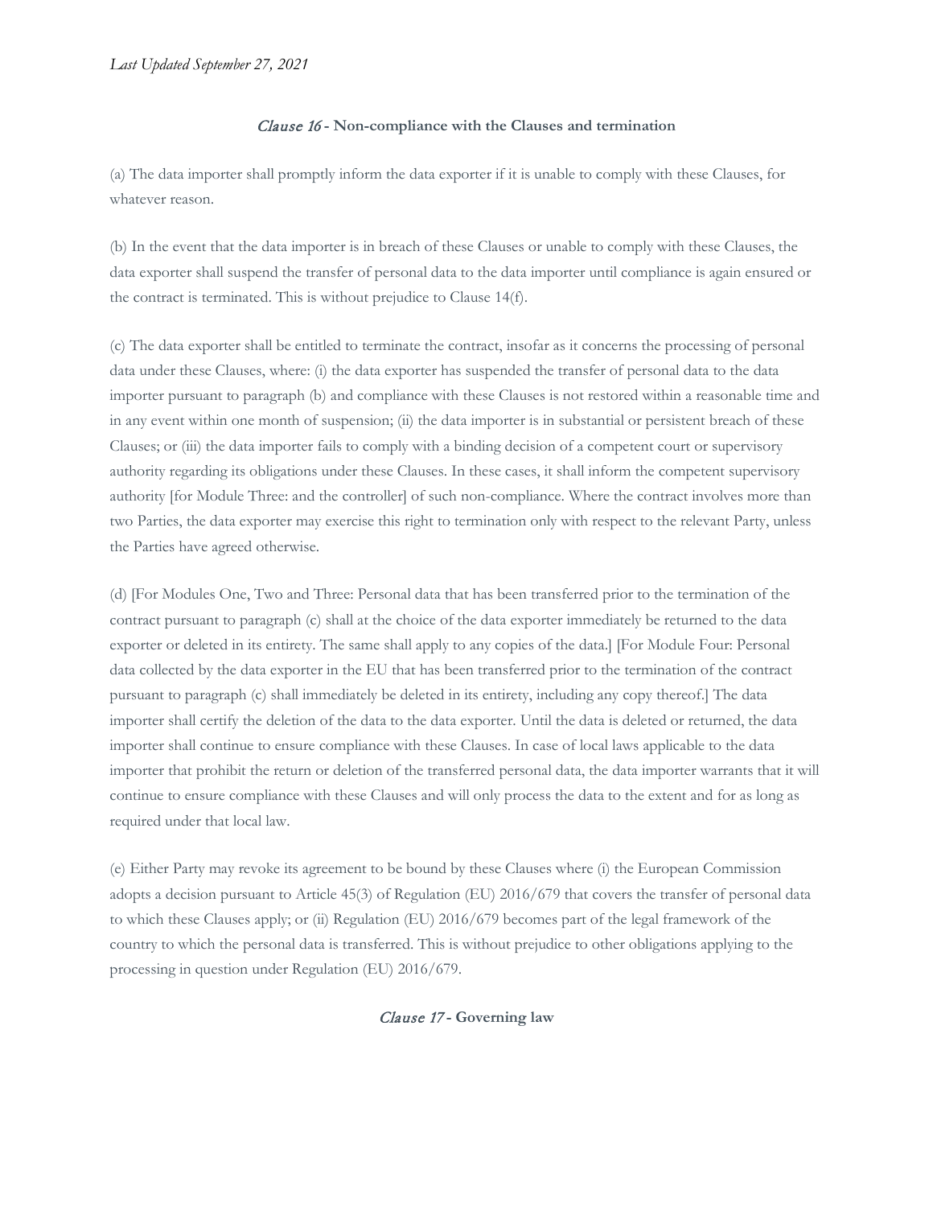### *Clause 16* - Non-compliance with the Clauses and termination

(a) The data importer shall promptly inform the data exporter if it is unable to comply with these Clauses, for whatever reason.

(b) In the event that the data importer is in breach of these Clauses or unable to comply with these Clauses, the data exporter shall suspend the transfer of personal data to the data importer until compliance is again ensured or the contract is terminated. This is without prejudice to Clause 14(f).

(c) The data exporter shall be entitled to terminate the contract, insofar as it concerns the processing of personal data under these Clauses, where: (i) the data exporter has suspended the transfer of personal data to the data importer pursuant to paragraph (b) and compliance with these Clauses is not restored within a reasonable time and in any event within one month of suspension; (ii) the data importer is in substantial or persistent breach of these Clauses; or (iii) the data importer fails to comply with a binding decision of a competent court or supervisory authority regarding its obligations under these Clauses. In these cases, it shall inform the competent supervisory authority [for Module Three: and the controller] of such non-compliance. Where the contract involves more than two Parties, the data exporter may exercise this right to termination only with respect to the relevant Party, unless the Parties have agreed otherwise.

(d) [For Modules One, Two and Three: Personal data that has been transferred prior to the termination of the contract pursuant to paragraph (c) shall at the choice of the data exporter immediately be returned to the data exporter or deleted in its entirety. The same shall apply to any copies of the data.] [For Module Four: Personal data collected by the data exporter in the EU that has been transferred prior to the termination of the contract pursuant to paragraph (c) shall immediately be deleted in its entirety, including any copy thereof.] The data importer shall certify the deletion of the data to the data exporter. Until the data is deleted or returned, the data importer shall continue to ensure compliance with these Clauses. In case of local laws applicable to the data importer that prohibit the return or deletion of the transferred personal data, the data importer warrants that it will continue to ensure compliance with these Clauses and will only process the data to the extent and for as long as required under that local law.

(e) Either Party may revoke its agreement to be bound by these Clauses where (i) the European Commission adopts a decision pursuant to Article 45(3) of Regulation (EU) 2016/679 that covers the transfer of personal data to which these Clauses apply; or (ii) Regulation (EU) 2016/679 becomes part of the legal framework of the country to which the personal data is transferred. This is without prejudice to other obligations applying to the processing in question under Regulation (EU) 2016/679.

### *Clause 17* - Governing law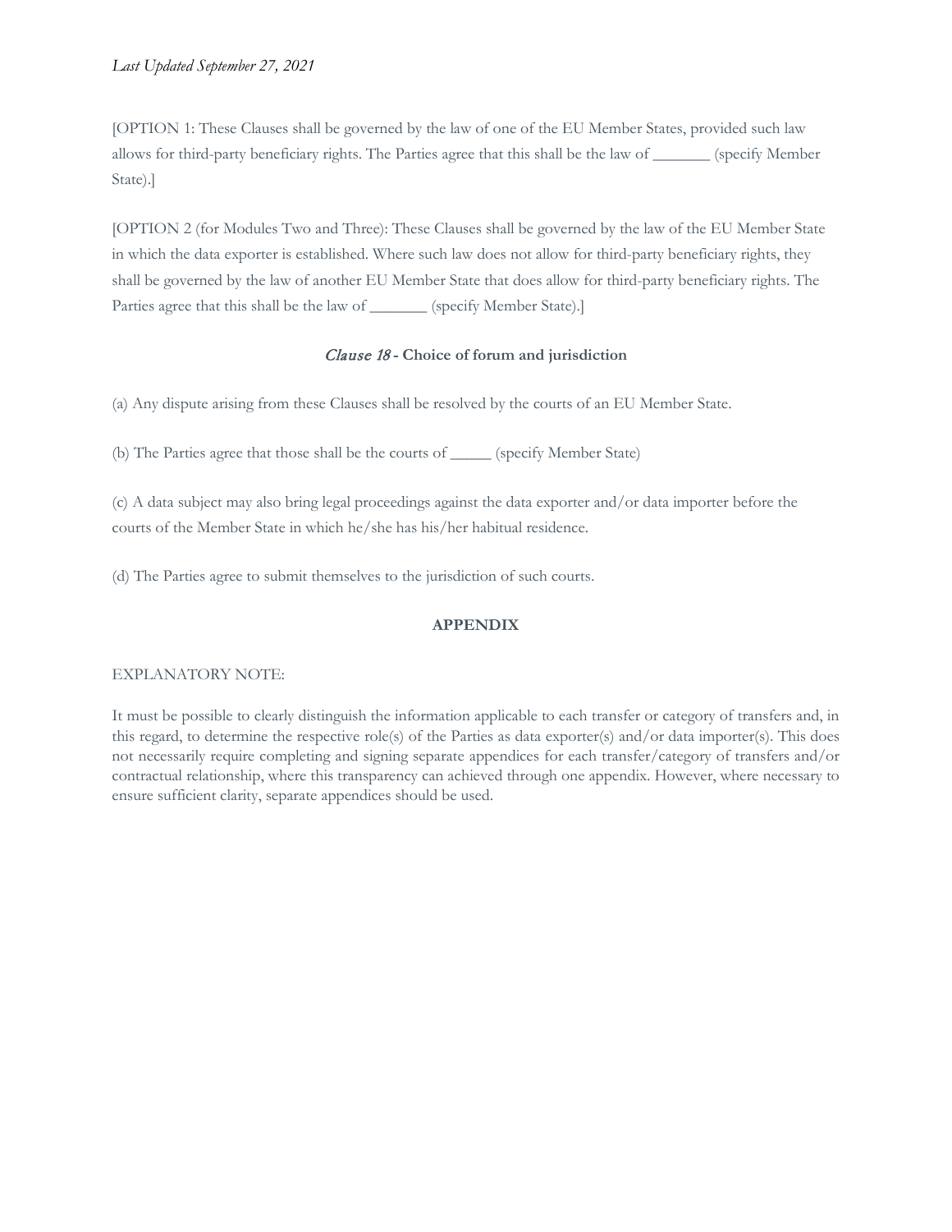[OPTION 1: These Clauses shall be governed by the law of one of the EU Member States, provided such law allows for third-party beneficiary rights. The Parties agree that this shall be the law of _______ (specify Member State).]

[OPTION 2 (for Modules Two and Three): These Clauses shall be governed by the law of the EU Member State in which the data exporter is established. Where such law does not allow for third-party beneficiary rights, they shall be governed by the law of another EU Member State that does allow for third-party beneficiary rights. The Parties agree that this shall be the law of _______ (specify Member State).]

### *Clause 18* - **Choice of forum and jurisdiction**

(a) Any dispute arising from these Clauses shall be resolved by the courts of an EU Member State.

(b) The Parties agree that those shall be the courts of _____ (specify Member State)

(c) A data subject may also bring legal proceedings against the data exporter and/or data importer before the courts of the Member State in which he/she has his/her habitual residence.

(d) The Parties agree to submit themselves to the jurisdiction of such courts.

## APPENDIX

EXPLANATORY NOTE:

It must be possible to clearly distinguish the information applicable to each transfer or category of transfers and, in this regard, to determine the respective role(s) of the Parties as data exporter(s) and/or data importer(s). This does not necessarily require completing and signing separate appendices for each transfer/category of transfers and/or contractual relationship, where this transparency can achieved through one appendix. However, where necessary to ensure sufficient clarity, separate appendices should be used.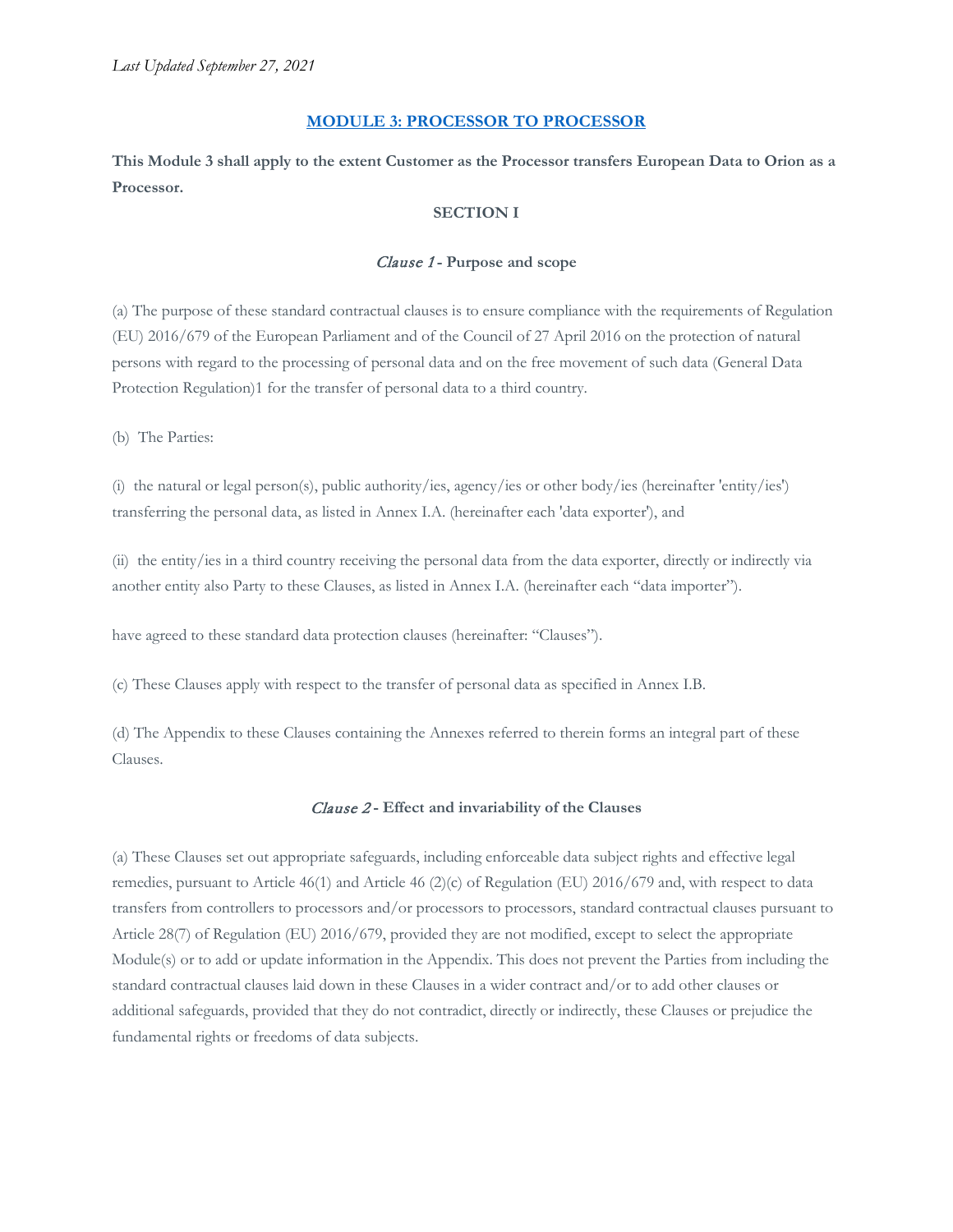*Last Updated September 27, 2021*

## MODULE 3: PROCESSOR TO PROCESSOR

**This Module 3 shall apply to the extent Customer as the Processor transfers European Data to Orion as a Processor.**

### SECTION I

#### *Clause 1* - Purpose and scope

(a) The purpose of these standard contractual clauses is to ensure compliance with the requirements of Regulation (EU) 2016/679 of the European Parliament and of the Council of 27 April 2016 on the protection of natural persons with regard to the processing of personal data and on the free movement of such data (General Data Protection Regulation)1 for the transfer of personal data to a third country.

(b) The Parties:

(i) the natural or legal person(s), public authority/ies, agency/ies or other body/ies (hereinafter 'entity/ies') transferring the personal data, as listed in Annex I.A. (hereinafter each 'data exporter'), and

(ii) the entity/ies in a third country receiving the personal data from the data exporter, directly or indirectly via another entity also Party to these Clauses, as listed in Annex I.A. (hereinafter each "data importer").

have agreed to these standard data protection clauses (hereinafter: "Clauses").

(c) These Clauses apply with respect to the transfer of personal data as specified in Annex I.B.

(d) The Appendix to these Clauses containing the Annexes referred to therein forms an integral part of these Clauses.

#### *Clause 2* - Effect and invariability of the Clauses

(a) These Clauses set out appropriate safeguards, including enforceable data subject rights and effective legal remedies, pursuant to Article 46(1) and Article 46 (2)(c) of Regulation (EU) 2016/679 and, with respect to data transfers from controllers to processors and/or processors to processors, standard contractual clauses pursuant to Article 28(7) of Regulation (EU) 2016/679, provided they are not modified, except to select the appropriate Module(s) or to add or update information in the Appendix. This does not prevent the Parties from including the standard contractual clauses laid down in these Clauses in a wider contract and/or to add other clauses or additional safeguards, provided that they do not contradict, directly or indirectly, these Clauses or prejudice the fundamental rights or freedoms of data subjects.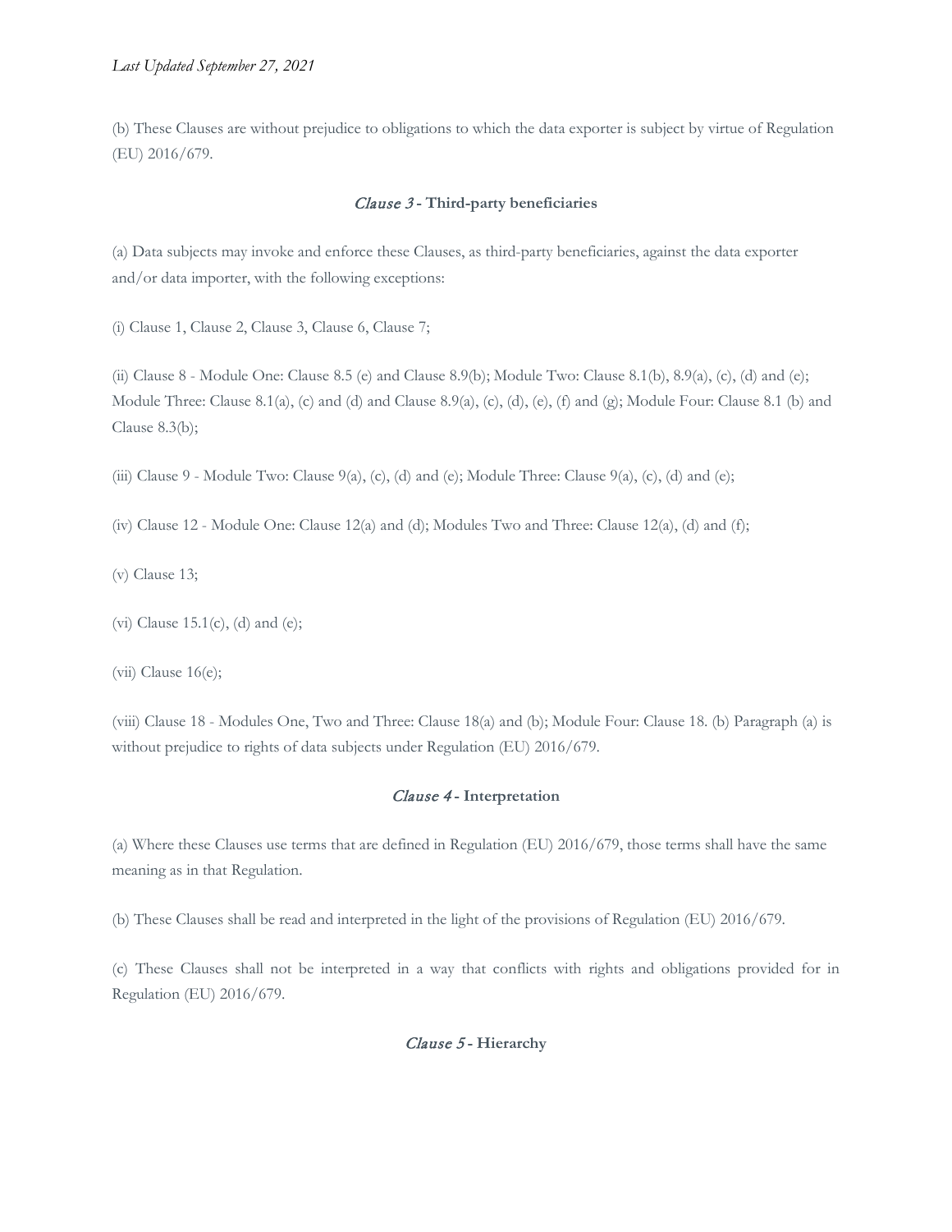(b) These Clauses are without prejudice to obligations to which the data exporter is subject by virtue of Regulation (EU) 2016/679.

### *Clause 3* - Third-party beneficiaries

(a) Data subjects may invoke and enforce these Clauses, as third-party beneficiaries, against the data exporter and/or data importer, with the following exceptions:

(i) Clause 1, Clause 2, Clause 3, Clause 6, Clause 7;

(ii) Clause 8 - Module One: Clause 8.5 (e) and Clause 8.9(b); Module Two: Clause 8.1(b), 8.9(a), (c), (d) and (e); Module Three: Clause 8.1(a), (c) and (d) and Clause 8.9(a), (c), (d), (e), (f) and (g); Module Four: Clause 8.1 (b) and Clause 8.3(b);

(iii) Clause 9 - Module Two: Clause 9(a), (c), (d) and (e); Module Three: Clause 9(a), (c), (d) and (e);

(iv) Clause 12 - Module One: Clause 12(a) and (d); Modules Two and Three: Clause 12(a), (d) and (f);

(v) Clause 13;

(vi) Clause 15.1(c), (d) and (e);

(vii) Clause 16(e);

(viii) Clause 18 - Modules One, Two and Three: Clause 18(a) and (b); Module Four: Clause 18. (b) Paragraph (a) is without prejudice to rights of data subjects under Regulation (EU) 2016/679.

### *Clause 4* - Interpretation

(a) Where these Clauses use terms that are defined in Regulation (EU) 2016/679, those terms shall have the same meaning as in that Regulation.

(b) These Clauses shall be read and interpreted in the light of the provisions of Regulation (EU) 2016/679.

(c) These Clauses shall not be interpreted in a way that conflicts with rights and obligations provided for in Regulation (EU) 2016/679.

### *Clause 5* - Hierarchy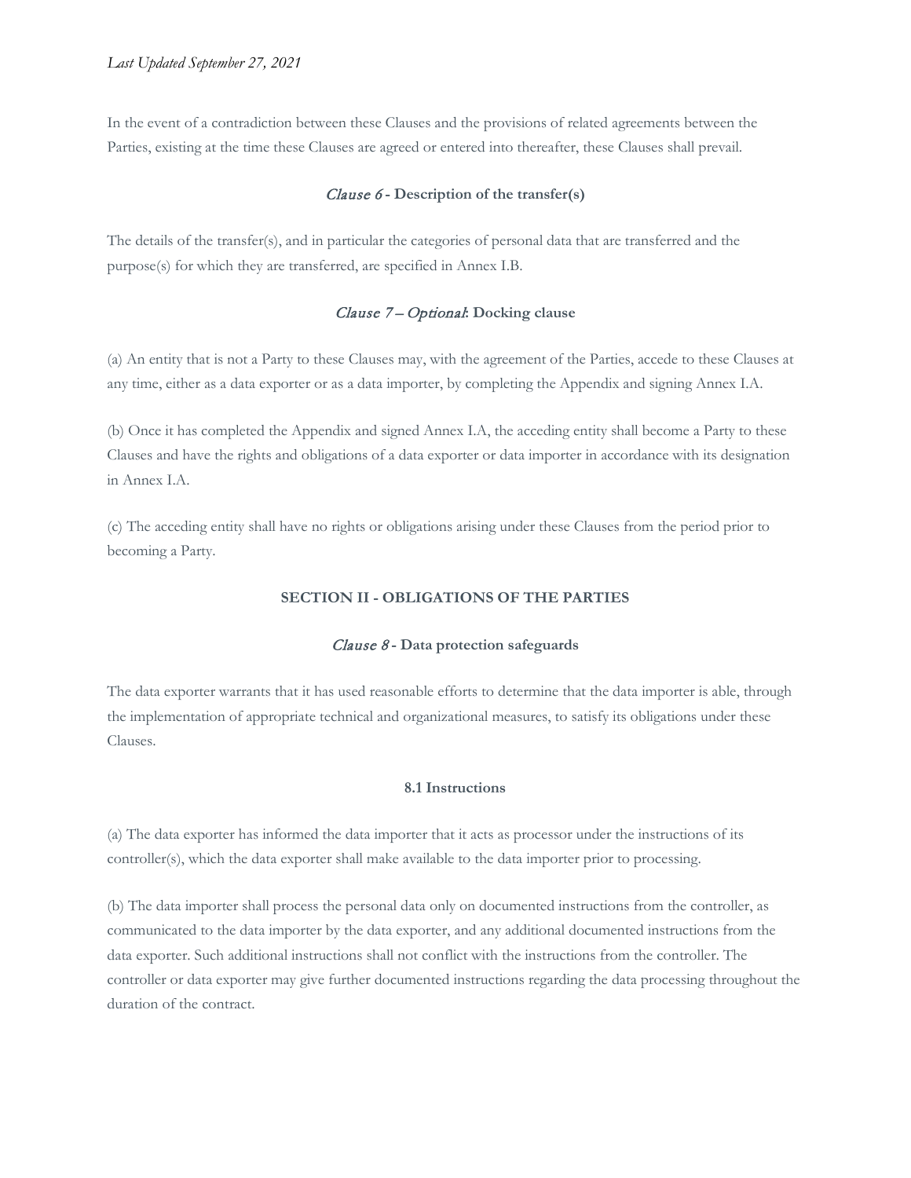In the event of a contradiction between these Clauses and the provisions of related agreements between the Parties, existing at the time these Clauses are agreed or entered into thereafter, these Clauses shall prevail.

### *Clause 6* - Description of the transfer(s)

The details of the transfer(s), and in particular the categories of personal data that are transferred and the purpose(s) for which they are transferred, are specified in Annex I.B.

### *Clause 7 – Optional*: Docking clause

(a) An entity that is not a Party to these Clauses may, with the agreement of the Parties, accede to these Clauses at any time, either as a data exporter or as a data importer, by completing the Appendix and signing Annex I.A.

(b) Once it has completed the Appendix and signed Annex I.A, the acceding entity shall become a Party to these Clauses and have the rights and obligations of a data exporter or data importer in accordance with its designation in Annex I.A.

(c) The acceding entity shall have no rights or obligations arising under these Clauses from the period prior to becoming a Party.

## SECTION II - OBLIGATIONS OF THE PARTIES

### *Clause 8* - Data protection safeguards

The data exporter warrants that it has used reasonable efforts to determine that the data importer is able, through the implementation of appropriate technical and organizational measures, to satisfy its obligations under these Clauses.

#### 8.1 Instructions

(a) The data exporter has informed the data importer that it acts as processor under the instructions of its controller(s), which the data exporter shall make available to the data importer prior to processing.

(b) The data importer shall process the personal data only on documented instructions from the controller, as communicated to the data importer by the data exporter, and any additional documented instructions from the data exporter. Such additional instructions shall not conflict with the instructions from the controller. The controller or data exporter may give further documented instructions regarding the data processing throughout the duration of the contract.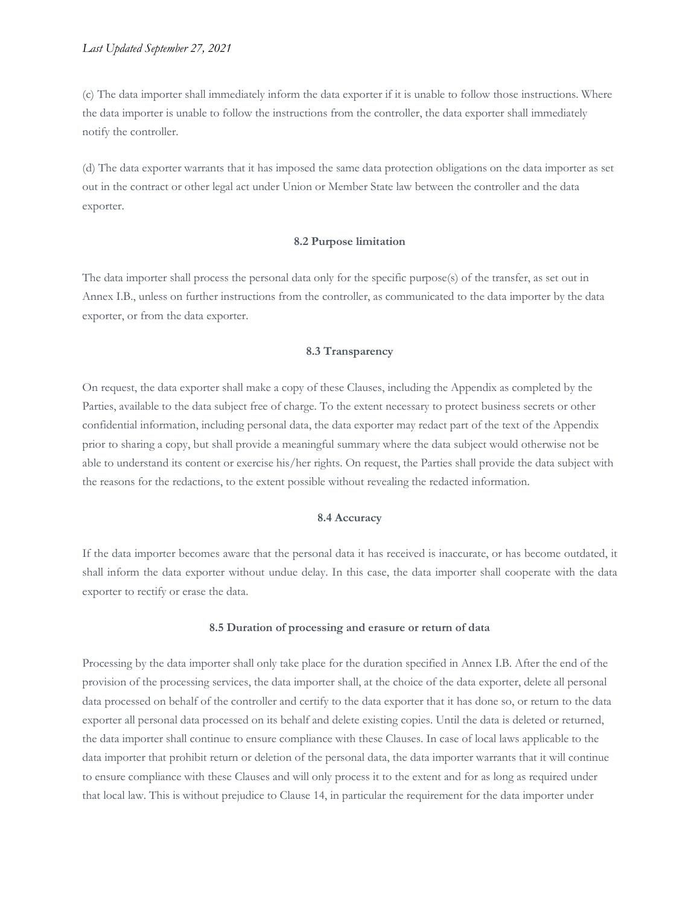(c) The data importer shall immediately inform the data exporter if it is unable to follow those instructions. Where the data importer is unable to follow the instructions from the controller, the data exporter shall immediately notify the controller.

(d) The data exporter warrants that it has imposed the same data protection obligations on the data importer as set out in the contract or other legal act under Union or Member State law between the controller and the data exporter.

**8.2 Purpose limitation**

The data importer shall process the personal data only for the specific purpose(s) of the transfer, as set out in Annex I.B., unless on further instructions from the controller, as communicated to the data importer by the data exporter, or from the data exporter.

**8.3 Transparency**

On request, the data exporter shall make a copy of these Clauses, including the Appendix as completed by the Parties, available to the data subject free of charge. To the extent necessary to protect business secrets or other confidential information, including personal data, the data exporter may redact part of the text of the Appendix prior to sharing a copy, but shall provide a meaningful summary where the data subject would otherwise not be able to understand its content or exercise his/her rights. On request, the Parties shall provide the data subject with the reasons for the redactions, to the extent possible without revealing the redacted information.

**8.4 Accuracy**

If the data importer becomes aware that the personal data it has received is inaccurate, or has become outdated, it shall inform the data exporter without undue delay. In this case, the data importer shall cooperate with the data exporter to rectify or erase the data.

**8.5 Duration of processing and erasure or return of data**

Processing by the data importer shall only take place for the duration specified in Annex I.B. After the end of the provision of the processing services, the data importer shall, at the choice of the data exporter, delete all personal data processed on behalf of the controller and certify to the data exporter that it has done so, or return to the data exporter all personal data processed on its behalf and delete existing copies. Until the data is deleted or returned, the data importer shall continue to ensure compliance with these Clauses. In case of local laws applicable to the data importer that prohibit return or deletion of the personal data, the data importer warrants that it will continue to ensure compliance with these Clauses and will only process it to the extent and for as long as required under that local law. This is without prejudice to Clause 14, in particular the requirement for the data importer under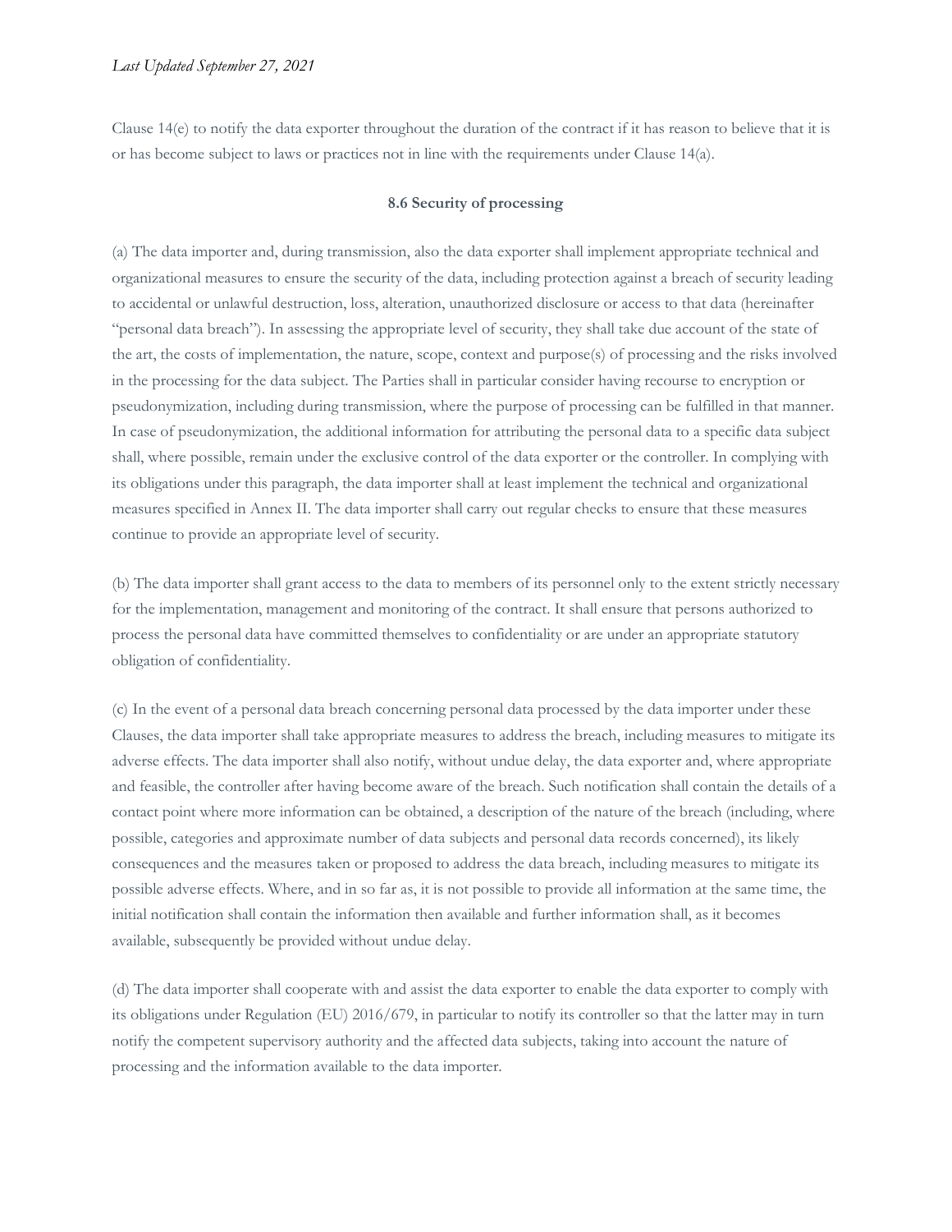Clause 14(e) to notify the data exporter throughout the duration of the contract if it has reason to believe that it is or has become subject to laws or practices not in line with the requirements under Clause 14(a).

### 8.6 Security of processing

(a) The data importer and, during transmission, also the data exporter shall implement appropriate technical and organizational measures to ensure the security of the data, including protection against a breach of security leading to accidental or unlawful destruction, loss, alteration, unauthorized disclosure or access to that data (hereinafter "personal data breach"). In assessing the appropriate level of security, they shall take due account of the state of the art, the costs of implementation, the nature, scope, context and purpose(s) of processing and the risks involved in the processing for the data subject. The Parties shall in particular consider having recourse to encryption or pseudonymization, including during transmission, where the purpose of processing can be fulfilled in that manner. In case of pseudonymization, the additional information for attributing the personal data to a specific data subject shall, where possible, remain under the exclusive control of the data exporter or the controller. In complying with its obligations under this paragraph, the data importer shall at least implement the technical and organizational measures specified in Annex II. The data importer shall carry out regular checks to ensure that these measures continue to provide an appropriate level of security.

(b) The data importer shall grant access to the data to members of its personnel only to the extent strictly necessary for the implementation, management and monitoring of the contract. It shall ensure that persons authorized to process the personal data have committed themselves to confidentiality or are under an appropriate statutory obligation of confidentiality.

(c) In the event of a personal data breach concerning personal data processed by the data importer under these Clauses, the data importer shall take appropriate measures to address the breach, including measures to mitigate its adverse effects. The data importer shall also notify, without undue delay, the data exporter and, where appropriate and feasible, the controller after having become aware of the breach. Such notification shall contain the details of a contact point where more information can be obtained, a description of the nature of the breach (including, where possible, categories and approximate number of data subjects and personal data records concerned), its likely consequences and the measures taken or proposed to address the data breach, including measures to mitigate its possible adverse effects. Where, and in so far as, it is not possible to provide all information at the same time, the initial notification shall contain the information then available and further information shall, as it becomes available, subsequently be provided without undue delay.

(d) The data importer shall cooperate with and assist the data exporter to enable the data exporter to comply with its obligations under Regulation (EU) 2016/679, in particular to notify its controller so that the latter may in turn notify the competent supervisory authority and the affected data subjects, taking into account the nature of processing and the information available to the data importer.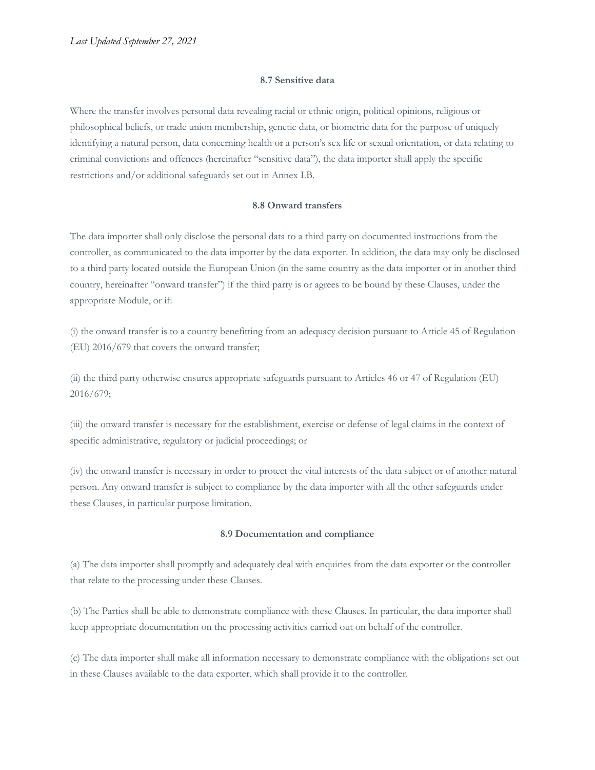*Last Updated September 27, 2021*

**8.7 Sensitive data**

Where the transfer involves personal data revealing racial or ethnic origin, political opinions, religious or philosophical beliefs, or trade union membership, genetic data, or biometric data for the purpose of uniquely identifying a natural person, data concerning health or a person's sex life or sexual orientation, or data relating to criminal convictions and offences (hereinafter "sensitive data"), the data importer shall apply the specific restrictions and/or additional safeguards set out in Annex I.B.

**8.8 Onward transfers**

The data importer shall only disclose the personal data to a third party on documented instructions from the controller, as communicated to the data importer by the data exporter. In addition, the data may only be disclosed to a third party located outside the European Union (in the same country as the data importer or in another third country, hereinafter "onward transfer") if the third party is or agrees to be bound by these Clauses, under the appropriate Module, or if:

(i) the onward transfer is to a country benefitting from an adequacy decision pursuant to Article 45 of Regulation (EU) 2016/679 that covers the onward transfer;

(ii) the third party otherwise ensures appropriate safeguards pursuant to Articles 46 or 47 of Regulation (EU) 2016/679;

(iii) the onward transfer is necessary for the establishment, exercise or defense of legal claims in the context of specific administrative, regulatory or judicial proceedings; or

(iv) the onward transfer is necessary in order to protect the vital interests of the data subject or of another natural person. Any onward transfer is subject to compliance by the data importer with all the other safeguards under these Clauses, in particular purpose limitation.

**8.9 Documentation and compliance**

(a) The data importer shall promptly and adequately deal with enquiries from the data exporter or the controller that relate to the processing under these Clauses.

(b) The Parties shall be able to demonstrate compliance with these Clauses. In particular, the data importer shall keep appropriate documentation on the processing activities carried out on behalf of the controller.

(c) The data importer shall make all information necessary to demonstrate compliance with the obligations set out in these Clauses available to the data exporter, which shall provide it to the controller.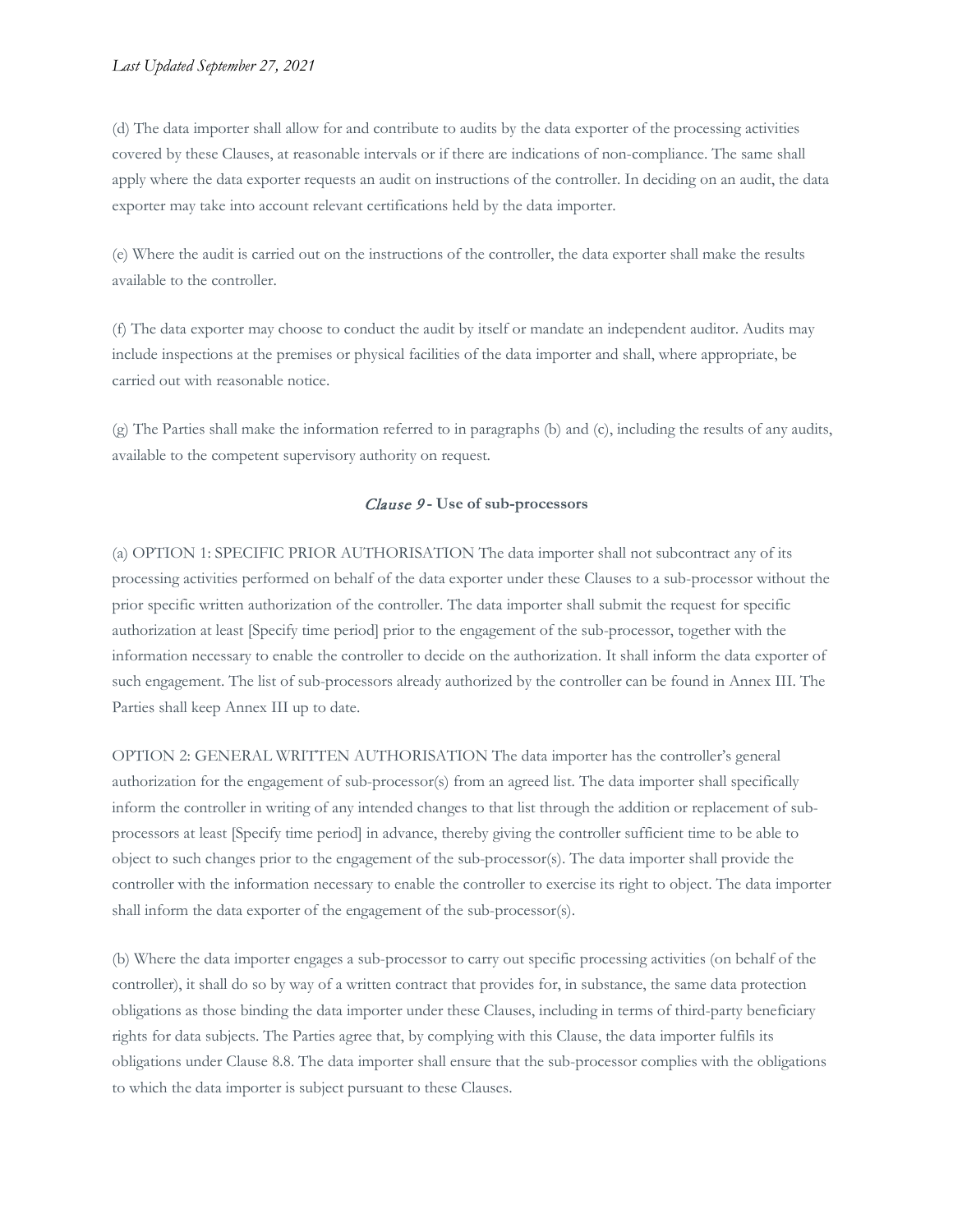(d) The data importer shall allow for and contribute to audits by the data exporter of the processing activities covered by these Clauses, at reasonable intervals or if there are indications of non-compliance. The same shall apply where the data exporter requests an audit on instructions of the controller. In deciding on an audit, the data exporter may take into account relevant certifications held by the data importer.

(e) Where the audit is carried out on the instructions of the controller, the data exporter shall make the results available to the controller.

(f) The data exporter may choose to conduct the audit by itself or mandate an independent auditor. Audits may include inspections at the premises or physical facilities of the data importer and shall, where appropriate, be carried out with reasonable notice.

(g) The Parties shall make the information referred to in paragraphs (b) and (c), including the results of any audits, available to the competent supervisory authority on request.

### *Clause 9* - **Use of sub-processors**

(a) OPTION 1: SPECIFIC PRIOR AUTHORISATION The data importer shall not subcontract any of its processing activities performed on behalf of the data exporter under these Clauses to a sub-processor without the prior specific written authorization of the controller. The data importer shall submit the request for specific authorization at least [Specify time period] prior to the engagement of the sub-processor, together with the information necessary to enable the controller to decide on the authorization. It shall inform the data exporter of such engagement. The list of sub-processors already authorized by the controller can be found in Annex III. The Parties shall keep Annex III up to date.

OPTION 2: GENERAL WRITTEN AUTHORISATION The data importer has the controller's general authorization for the engagement of sub-processor(s) from an agreed list. The data importer shall specifically inform the controller in writing of any intended changes to that list through the addition or replacement of sub-processors at least [Specify time period] in advance, thereby giving the controller sufficient time to be able to object to such changes prior to the engagement of the sub-processor(s). The data importer shall provide the controller with the information necessary to enable the controller to exercise its right to object. The data importer shall inform the data exporter of the engagement of the sub-processor(s).

(b) Where the data importer engages a sub-processor to carry out specific processing activities (on behalf of the controller), it shall do so by way of a written contract that provides for, in substance, the same data protection obligations as those binding the data importer under these Clauses, including in terms of third-party beneficiary rights for data subjects. The Parties agree that, by complying with this Clause, the data importer fulfils its obligations under Clause 8.8. The data importer shall ensure that the sub-processor complies with the obligations to which the data importer is subject pursuant to these Clauses.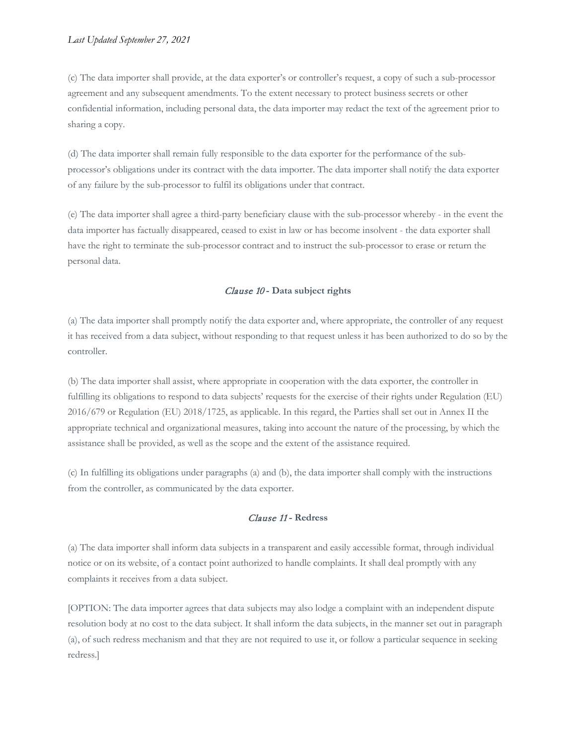(c) The data importer shall provide, at the data exporter's or controller's request, a copy of such a sub-processor agreement and any subsequent amendments. To the extent necessary to protect business secrets or other confidential information, including personal data, the data importer may redact the text of the agreement prior to sharing a copy.

(d) The data importer shall remain fully responsible to the data exporter for the performance of the sub-processor's obligations under its contract with the data importer. The data importer shall notify the data exporter of any failure by the sub-processor to fulfil its obligations under that contract.

(e) The data importer shall agree a third-party beneficiary clause with the sub-processor whereby - in the event the data importer has factually disappeared, ceased to exist in law or has become insolvent - the data exporter shall have the right to terminate the sub-processor contract and to instruct the sub-processor to erase or return the personal data.

### *Clause 10* - **Data subject rights**

(a) The data importer shall promptly notify the data exporter and, where appropriate, the controller of any request it has received from a data subject, without responding to that request unless it has been authorized to do so by the controller.

(b) The data importer shall assist, where appropriate in cooperation with the data exporter, the controller in fulfilling its obligations to respond to data subjects' requests for the exercise of their rights under Regulation (EU) 2016/679 or Regulation (EU) 2018/1725, as applicable. In this regard, the Parties shall set out in Annex II the appropriate technical and organizational measures, taking into account the nature of the processing, by which the assistance shall be provided, as well as the scope and the extent of the assistance required.

(c) In fulfilling its obligations under paragraphs (a) and (b), the data importer shall comply with the instructions from the controller, as communicated by the data exporter.

### *Clause 11* - **Redress**

(a) The data importer shall inform data subjects in a transparent and easily accessible format, through individual notice or on its website, of a contact point authorized to handle complaints. It shall deal promptly with any complaints it receives from a data subject.

[OPTION: The data importer agrees that data subjects may also lodge a complaint with an independent dispute resolution body at no cost to the data subject. It shall inform the data subjects, in the manner set out in paragraph (a), of such redress mechanism and that they are not required to use it, or follow a particular sequence in seeking redress.]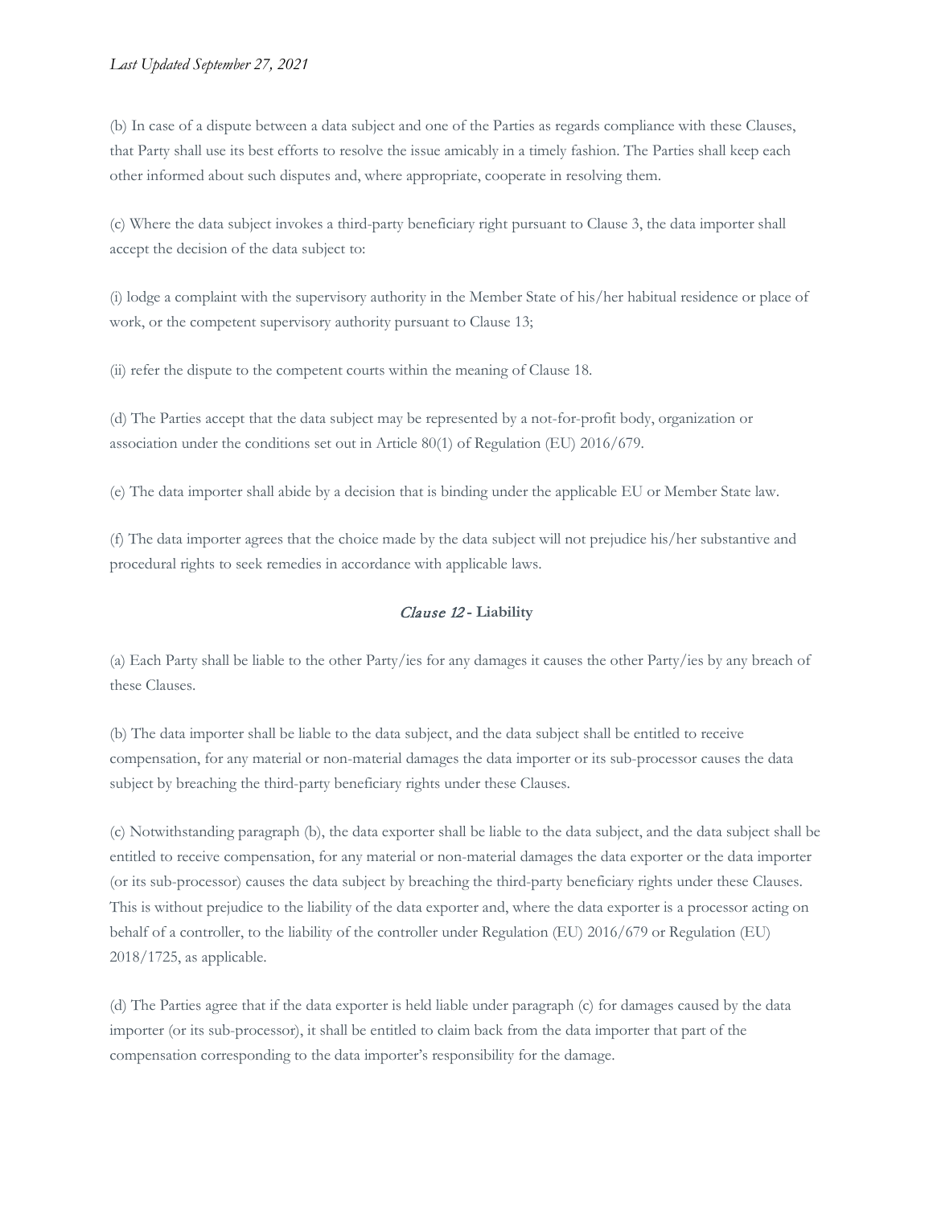(b) In case of a dispute between a data subject and one of the Parties as regards compliance with these Clauses, that Party shall use its best efforts to resolve the issue amicably in a timely fashion. The Parties shall keep each other informed about such disputes and, where appropriate, cooperate in resolving them.

(c) Where the data subject invokes a third-party beneficiary right pursuant to Clause 3, the data importer shall accept the decision of the data subject to:

(i) lodge a complaint with the supervisory authority in the Member State of his/her habitual residence or place of work, or the competent supervisory authority pursuant to Clause 13;

(ii) refer the dispute to the competent courts within the meaning of Clause 18.

(d) The Parties accept that the data subject may be represented by a not-for-profit body, organization or association under the conditions set out in Article 80(1) of Regulation (EU) 2016/679.

(e) The data importer shall abide by a decision that is binding under the applicable EU or Member State law.

(f) The data importer agrees that the choice made by the data subject will not prejudice his/her substantive and procedural rights to seek remedies in accordance with applicable laws.

### *Clause 12* - Liability

(a) Each Party shall be liable to the other Party/ies for any damages it causes the other Party/ies by any breach of these Clauses.

(b) The data importer shall be liable to the data subject, and the data subject shall be entitled to receive compensation, for any material or non-material damages the data importer or its sub-processor causes the data subject by breaching the third-party beneficiary rights under these Clauses.

(c) Notwithstanding paragraph (b), the data exporter shall be liable to the data subject, and the data subject shall be entitled to receive compensation, for any material or non-material damages the data exporter or the data importer (or its sub-processor) causes the data subject by breaching the third-party beneficiary rights under these Clauses. This is without prejudice to the liability of the data exporter and, where the data exporter is a processor acting on behalf of a controller, to the liability of the controller under Regulation (EU) 2016/679 or Regulation (EU) 2018/1725, as applicable.

(d) The Parties agree that if the data exporter is held liable under paragraph (c) for damages caused by the data importer (or its sub-processor), it shall be entitled to claim back from the data importer that part of the compensation corresponding to the data importer's responsibility for the damage.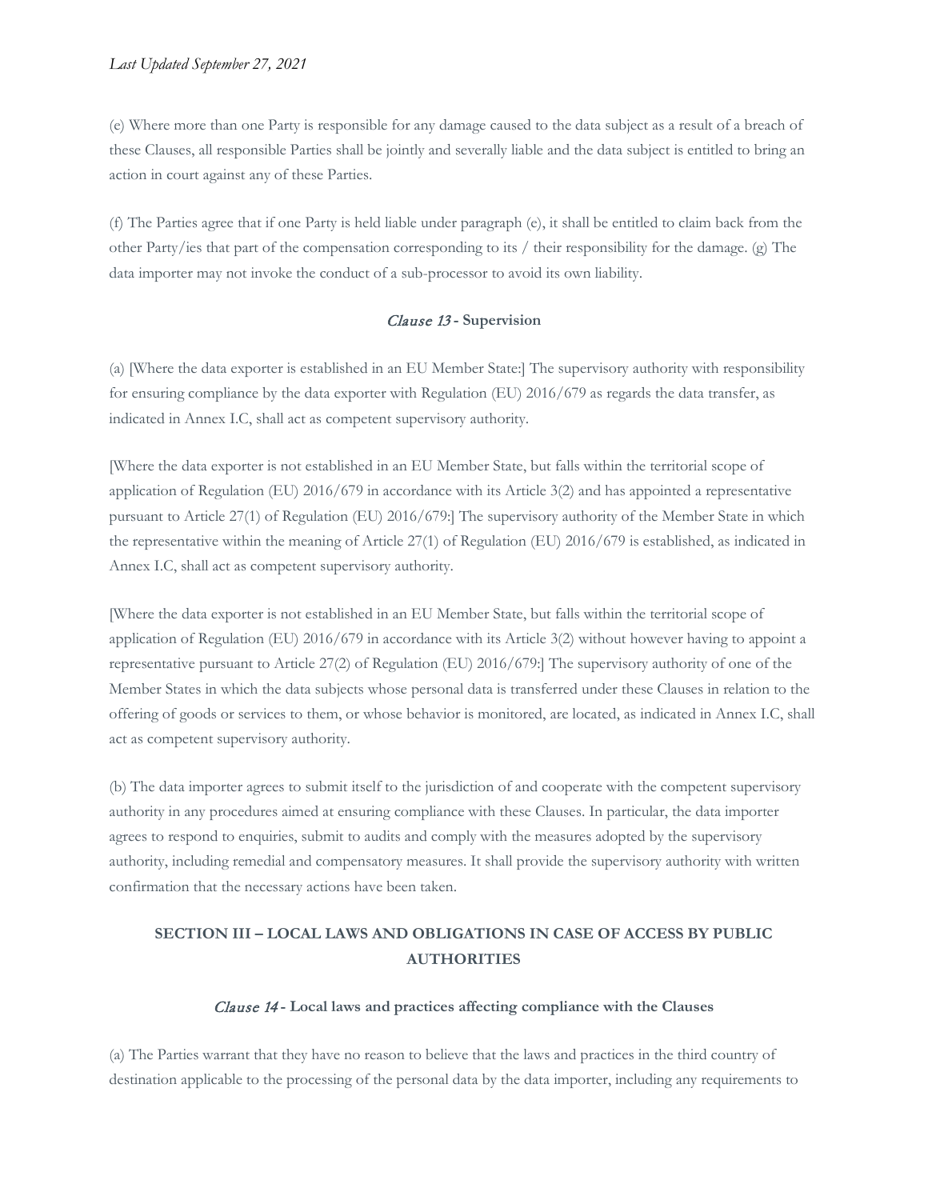(e) Where more than one Party is responsible for any damage caused to the data subject as a result of a breach of these Clauses, all responsible Parties shall be jointly and severally liable and the data subject is entitled to bring an action in court against any of these Parties.

(f) The Parties agree that if one Party is held liable under paragraph (e), it shall be entitled to claim back from the other Party/ies that part of the compensation corresponding to its / their responsibility for the damage. (g) The data importer may not invoke the conduct of a sub-processor to avoid its own liability.

### *Clause 13* - Supervision

(a) [Where the data exporter is established in an EU Member State:] The supervisory authority with responsibility for ensuring compliance by the data exporter with Regulation (EU) 2016/679 as regards the data transfer, as indicated in Annex I.C, shall act as competent supervisory authority.

[Where the data exporter is not established in an EU Member State, but falls within the territorial scope of application of Regulation (EU) 2016/679 in accordance with its Article 3(2) and has appointed a representative pursuant to Article 27(1) of Regulation (EU) 2016/679:] The supervisory authority of the Member State in which the representative within the meaning of Article 27(1) of Regulation (EU) 2016/679 is established, as indicated in Annex I.C, shall act as competent supervisory authority.

[Where the data exporter is not established in an EU Member State, but falls within the territorial scope of application of Regulation (EU) 2016/679 in accordance with its Article 3(2) without however having to appoint a representative pursuant to Article 27(2) of Regulation (EU) 2016/679:] The supervisory authority of one of the Member States in which the data subjects whose personal data is transferred under these Clauses in relation to the offering of goods or services to them, or whose behavior is monitored, are located, as indicated in Annex I.C, shall act as competent supervisory authority.

(b) The data importer agrees to submit itself to the jurisdiction of and cooperate with the competent supervisory authority in any procedures aimed at ensuring compliance with these Clauses. In particular, the data importer agrees to respond to enquiries, submit to audits and comply with the measures adopted by the supervisory authority, including remedial and compensatory measures. It shall provide the supervisory authority with written confirmation that the necessary actions have been taken.

## SECTION III – LOCAL LAWS AND OBLIGATIONS IN CASE OF ACCESS BY PUBLIC AUTHORITIES

### *Clause 14* - Local laws and practices affecting compliance with the Clauses

(a) The Parties warrant that they have no reason to believe that the laws and practices in the third country of destination applicable to the processing of the personal data by the data importer, including any requirements to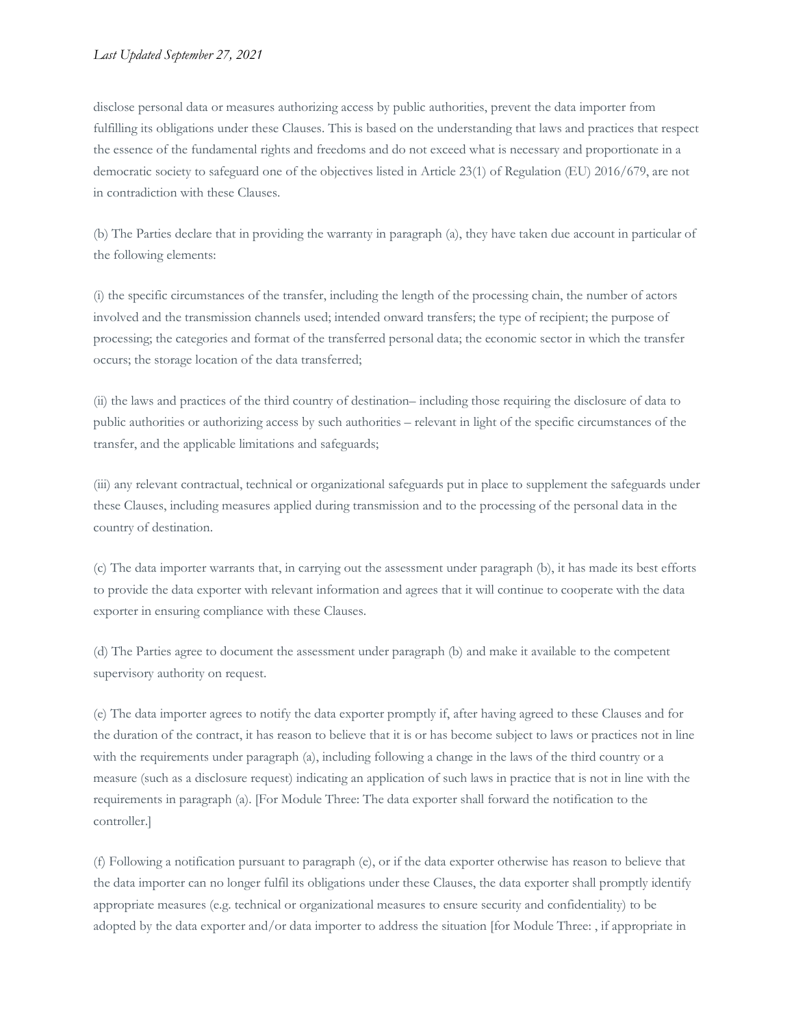disclose personal data or measures authorizing access by public authorities, prevent the data importer from fulfilling its obligations under these Clauses. This is based on the understanding that laws and practices that respect the essence of the fundamental rights and freedoms and do not exceed what is necessary and proportionate in a democratic society to safeguard one of the objectives listed in Article 23(1) of Regulation (EU) 2016/679, are not in contradiction with these Clauses.

(b) The Parties declare that in providing the warranty in paragraph (a), they have taken due account in particular of the following elements:

(i) the specific circumstances of the transfer, including the length of the processing chain, the number of actors involved and the transmission channels used; intended onward transfers; the type of recipient; the purpose of processing; the categories and format of the transferred personal data; the economic sector in which the transfer occurs; the storage location of the data transferred;

(ii) the laws and practices of the third country of destination– including those requiring the disclosure of data to public authorities or authorizing access by such authorities – relevant in light of the specific circumstances of the transfer, and the applicable limitations and safeguards;

(iii) any relevant contractual, technical or organizational safeguards put in place to supplement the safeguards under these Clauses, including measures applied during transmission and to the processing of the personal data in the country of destination.

(c) The data importer warrants that, in carrying out the assessment under paragraph (b), it has made its best efforts to provide the data exporter with relevant information and agrees that it will continue to cooperate with the data exporter in ensuring compliance with these Clauses.

(d) The Parties agree to document the assessment under paragraph (b) and make it available to the competent supervisory authority on request.

(e) The data importer agrees to notify the data exporter promptly if, after having agreed to these Clauses and for the duration of the contract, it has reason to believe that it is or has become subject to laws or practices not in line with the requirements under paragraph (a), including following a change in the laws of the third country or a measure (such as a disclosure request) indicating an application of such laws in practice that is not in line with the requirements in paragraph (a). [For Module Three: The data exporter shall forward the notification to the controller.]

(f) Following a notification pursuant to paragraph (e), or if the data exporter otherwise has reason to believe that the data importer can no longer fulfil its obligations under these Clauses, the data exporter shall promptly identify appropriate measures (e.g. technical or organizational measures to ensure security and confidentiality) to be adopted by the data exporter and/or data importer to address the situation [for Module Three: , if appropriate in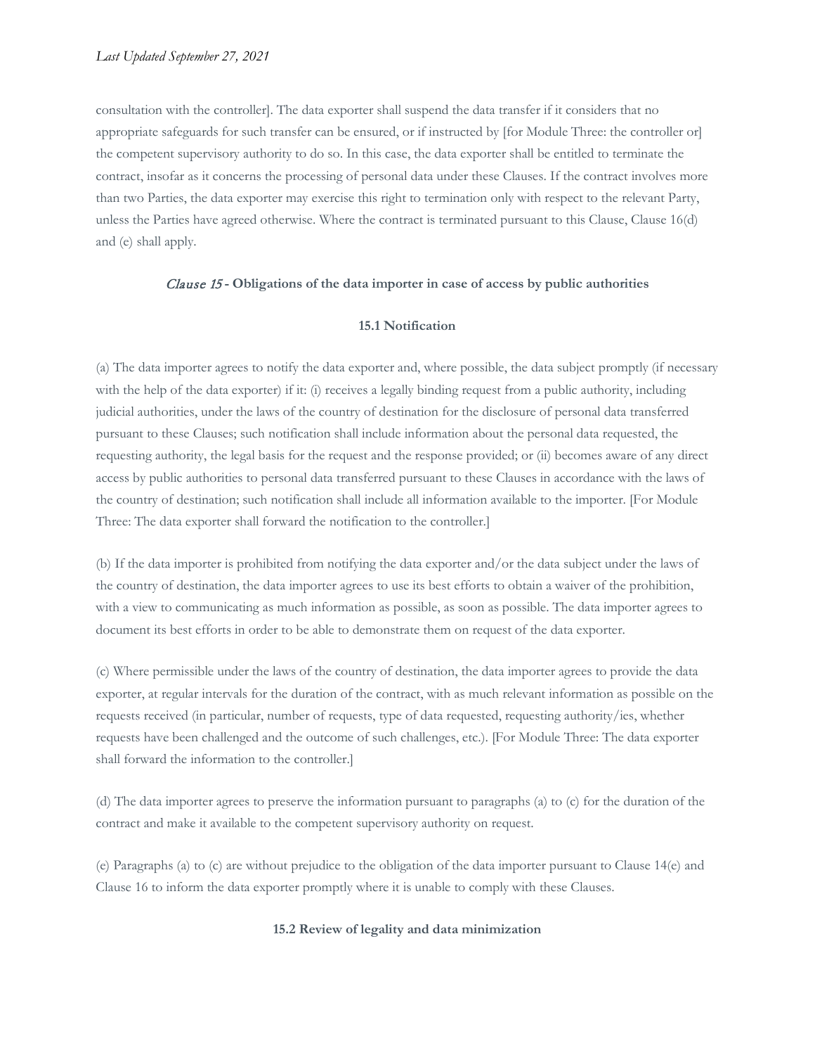consultation with the controller]. The data exporter shall suspend the data transfer if it considers that no appropriate safeguards for such transfer can be ensured, or if instructed by [for Module Three: the controller or] the competent supervisory authority to do so. In this case, the data exporter shall be entitled to terminate the contract, insofar as it concerns the processing of personal data under these Clauses. If the contract involves more than two Parties, the data exporter may exercise this right to termination only with respect to the relevant Party, unless the Parties have agreed otherwise. Where the contract is terminated pursuant to this Clause, Clause 16(d) and (e) shall apply.

### *Clause 15* - Obligations of the data importer in case of access by public authorities

#### 15.1 Notification

(a) The data importer agrees to notify the data exporter and, where possible, the data subject promptly (if necessary with the help of the data exporter) if it: (i) receives a legally binding request from a public authority, including judicial authorities, under the laws of the country of destination for the disclosure of personal data transferred pursuant to these Clauses; such notification shall include information about the personal data requested, the requesting authority, the legal basis for the request and the response provided; or (ii) becomes aware of any direct access by public authorities to personal data transferred pursuant to these Clauses in accordance with the laws of the country of destination; such notification shall include all information available to the importer. [For Module Three: The data exporter shall forward the notification to the controller.]

(b) If the data importer is prohibited from notifying the data exporter and/or the data subject under the laws of the country of destination, the data importer agrees to use its best efforts to obtain a waiver of the prohibition, with a view to communicating as much information as possible, as soon as possible. The data importer agrees to document its best efforts in order to be able to demonstrate them on request of the data exporter.

(c) Where permissible under the laws of the country of destination, the data importer agrees to provide the data exporter, at regular intervals for the duration of the contract, with as much relevant information as possible on the requests received (in particular, number of requests, type of data requested, requesting authority/ies, whether requests have been challenged and the outcome of such challenges, etc.). [For Module Three: The data exporter shall forward the information to the controller.]

(d) The data importer agrees to preserve the information pursuant to paragraphs (a) to (c) for the duration of the contract and make it available to the competent supervisory authority on request.

(e) Paragraphs (a) to (c) are without prejudice to the obligation of the data importer pursuant to Clause 14(e) and Clause 16 to inform the data exporter promptly where it is unable to comply with these Clauses.

#### 15.2 Review of legality and data minimization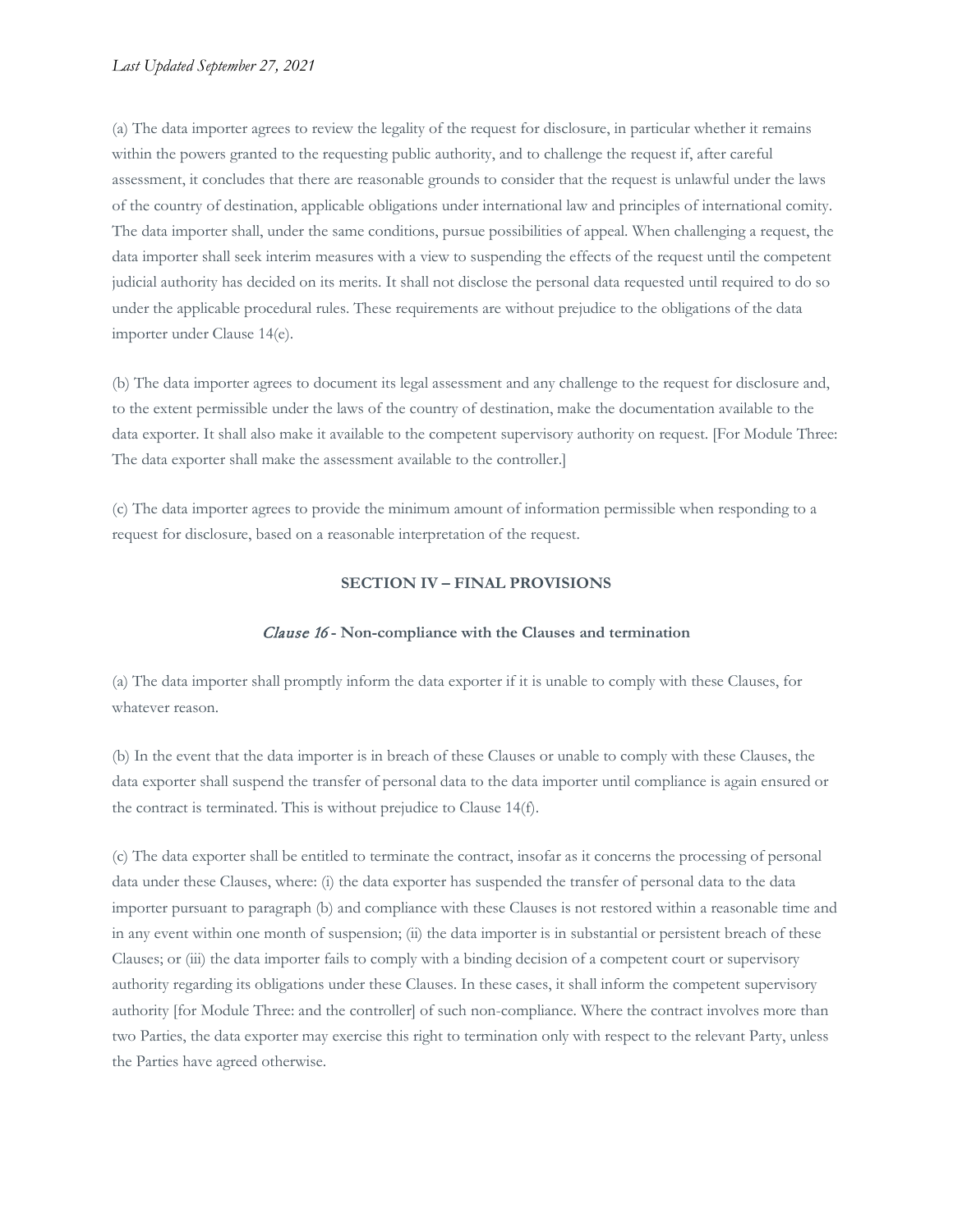(a) The data importer agrees to review the legality of the request for disclosure, in particular whether it remains within the powers granted to the requesting public authority, and to challenge the request if, after careful assessment, it concludes that there are reasonable grounds to consider that the request is unlawful under the laws of the country of destination, applicable obligations under international law and principles of international comity. The data importer shall, under the same conditions, pursue possibilities of appeal. When challenging a request, the data importer shall seek interim measures with a view to suspending the effects of the request until the competent judicial authority has decided on its merits. It shall not disclose the personal data requested until required to do so under the applicable procedural rules. These requirements are without prejudice to the obligations of the data importer under Clause 14(e).

(b) The data importer agrees to document its legal assessment and any challenge to the request for disclosure and, to the extent permissible under the laws of the country of destination, make the documentation available to the data exporter. It shall also make it available to the competent supervisory authority on request. [For Module Three: The data exporter shall make the assessment available to the controller.]

(c) The data importer agrees to provide the minimum amount of information permissible when responding to a request for disclosure, based on a reasonable interpretation of the request.

## SECTION IV – FINAL PROVISIONS

### *Clause 16* - Non-compliance with the Clauses and termination

(a) The data importer shall promptly inform the data exporter if it is unable to comply with these Clauses, for whatever reason.

(b) In the event that the data importer is in breach of these Clauses or unable to comply with these Clauses, the data exporter shall suspend the transfer of personal data to the data importer until compliance is again ensured or the contract is terminated. This is without prejudice to Clause 14(f).

(c) The data exporter shall be entitled to terminate the contract, insofar as it concerns the processing of personal data under these Clauses, where: (i) the data exporter has suspended the transfer of personal data to the data importer pursuant to paragraph (b) and compliance with these Clauses is not restored within a reasonable time and in any event within one month of suspension; (ii) the data importer is in substantial or persistent breach of these Clauses; or (iii) the data importer fails to comply with a binding decision of a competent court or supervisory authority regarding its obligations under these Clauses. In these cases, it shall inform the competent supervisory authority [for Module Three: and the controller] of such non-compliance. Where the contract involves more than two Parties, the data exporter may exercise this right to termination only with respect to the relevant Party, unless the Parties have agreed otherwise.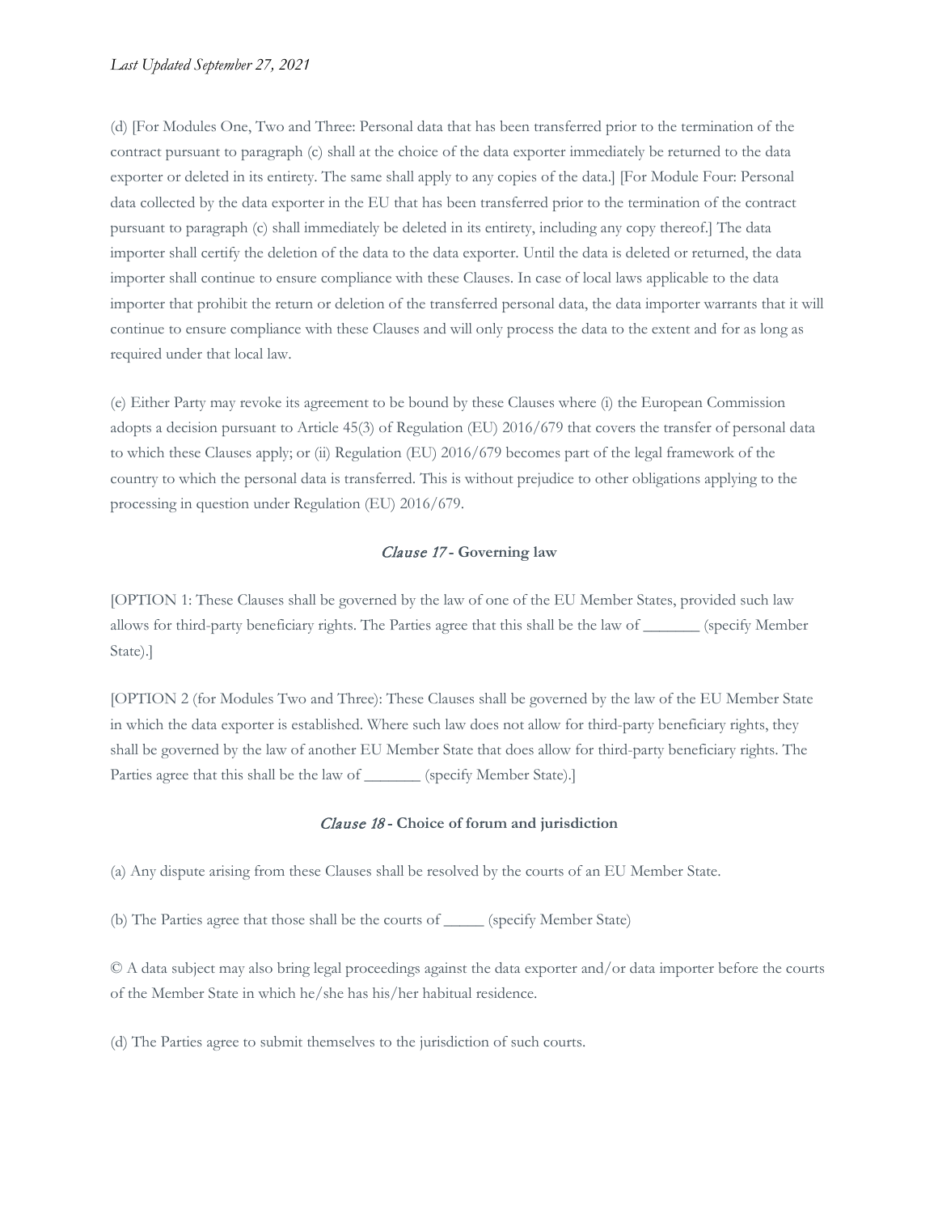(d) [For Modules One, Two and Three: Personal data that has been transferred prior to the termination of the contract pursuant to paragraph (c) shall at the choice of the data exporter immediately be returned to the data exporter or deleted in its entirety. The same shall apply to any copies of the data.] [For Module Four: Personal data collected by the data exporter in the EU that has been transferred prior to the termination of the contract pursuant to paragraph (c) shall immediately be deleted in its entirety, including any copy thereof.] The data importer shall certify the deletion of the data to the data exporter. Until the data is deleted or returned, the data importer shall continue to ensure compliance with these Clauses. In case of local laws applicable to the data importer that prohibit the return or deletion of the transferred personal data, the data importer warrants that it will continue to ensure compliance with these Clauses and will only process the data to the extent and for as long as required under that local law.

(e) Either Party may revoke its agreement to be bound by these Clauses where (i) the European Commission adopts a decision pursuant to Article 45(3) of Regulation (EU) 2016/679 that covers the transfer of personal data to which these Clauses apply; or (ii) Regulation (EU) 2016/679 becomes part of the legal framework of the country to which the personal data is transferred. This is without prejudice to other obligations applying to the processing in question under Regulation (EU) 2016/679.

### *Clause 17* - **Governing law**

[OPTION 1: These Clauses shall be governed by the law of one of the EU Member States, provided such law allows for third-party beneficiary rights. The Parties agree that this shall be the law of _______ (specify Member State).]

[OPTION 2 (for Modules Two and Three): These Clauses shall be governed by the law of the EU Member State in which the data exporter is established. Where such law does not allow for third-party beneficiary rights, they shall be governed by the law of another EU Member State that does allow for third-party beneficiary rights. The Parties agree that this shall be the law of _______ (specify Member State).]

### *Clause 18* - **Choice of forum and jurisdiction**

(a) Any dispute arising from these Clauses shall be resolved by the courts of an EU Member State.

(b) The Parties agree that those shall be the courts of _____ (specify Member State)

© A data subject may also bring legal proceedings against the data exporter and/or data importer before the courts of the Member State in which he/she has his/her habitual residence.

(d) The Parties agree to submit themselves to the jurisdiction of such courts.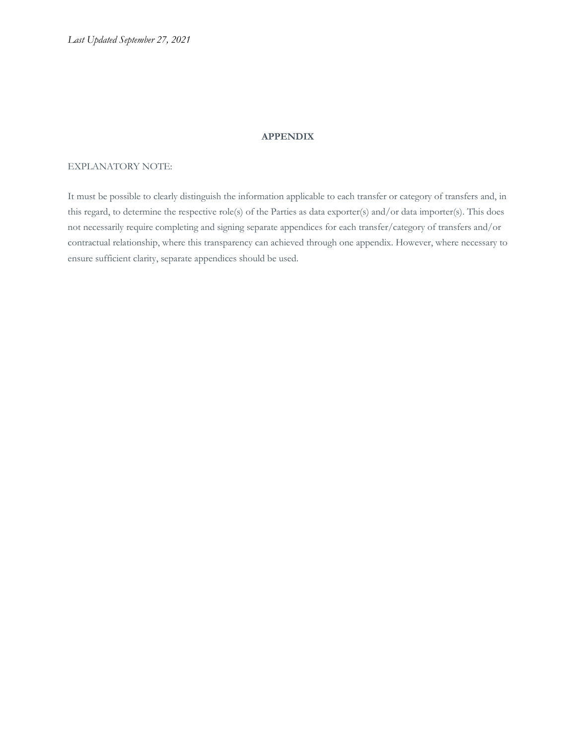*Last Updated September 27, 2021*

## APPENDIX

EXPLANATORY NOTE:

It must be possible to clearly distinguish the information applicable to each transfer or category of transfers and, in this regard, to determine the respective role(s) of the Parties as data exporter(s) and/or data importer(s). This does not necessarily require completing and signing separate appendices for each transfer/category of transfers and/or contractual relationship, where this transparency can achieved through one appendix. However, where necessary to ensure sufficient clarity, separate appendices should be used.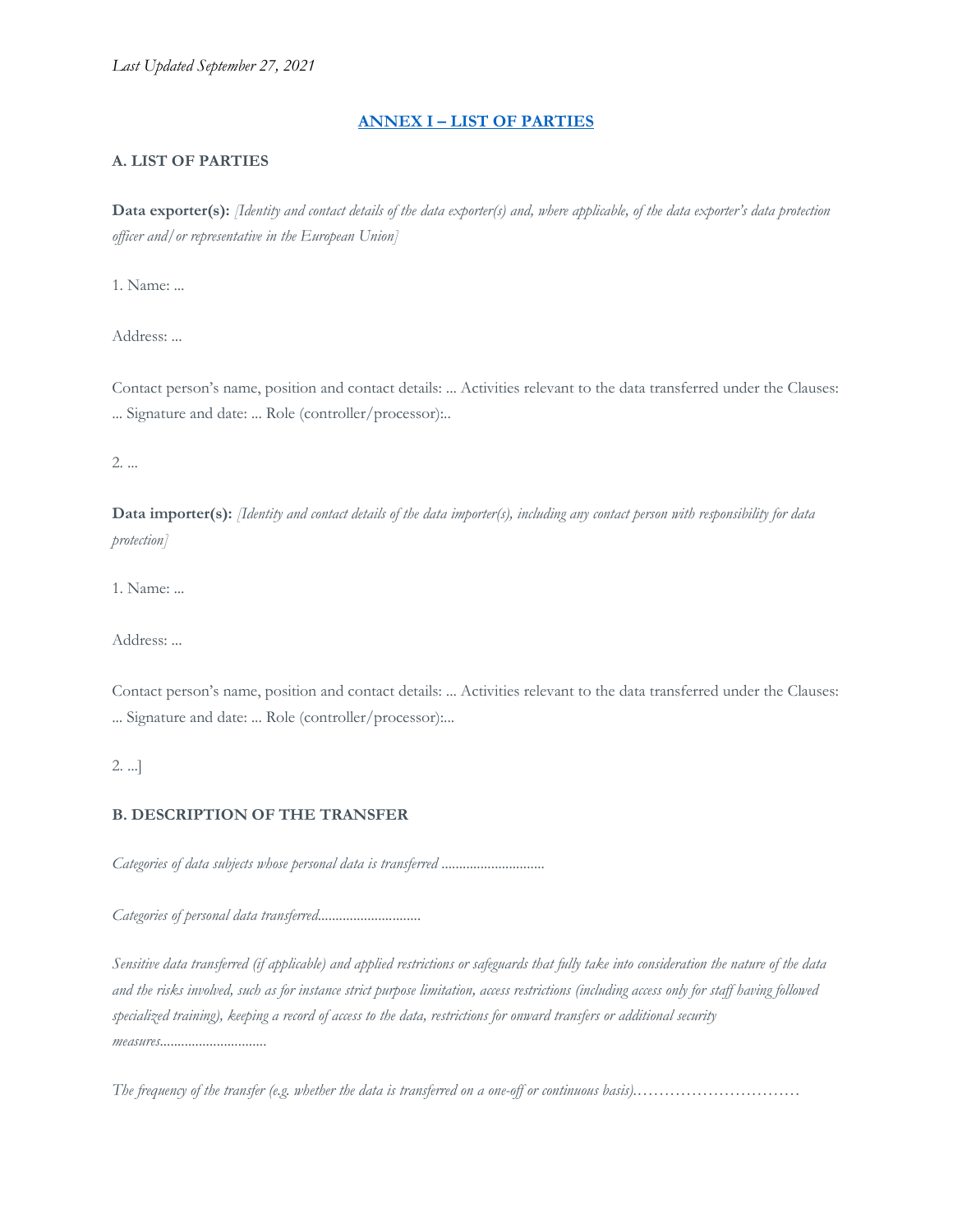*Last Updated September 27, 2021*

## ANNEX I – LIST OF PARTIES

### A. LIST OF PARTIES

**Data exporter(s):** *[Identity and contact details of the data exporter(s) and, where applicable, of the data exporter's data protection officer and/or representative in the European Union]*

1. Name: ...

Address: ...

Contact person's name, position and contact details: ... Activities relevant to the data transferred under the Clauses: ... Signature and date: ... Role (controller/processor):..

2. ...

**Data importer(s):** *[Identity and contact details of the data importer(s), including any contact person with responsibility for data protection]*

1. Name: ...

Address: ...

Contact person's name, position and contact details: ... Activities relevant to the data transferred under the Clauses: ... Signature and date: ... Role (controller/processor):...

2. ...]

### B. DESCRIPTION OF THE TRANSFER

*Categories of data subjects whose personal data is transferred* ............................

*Categories of personal data transferred*............................

*Sensitive data transferred (if applicable) and applied restrictions or safeguards that fully take into consideration the nature of the data and the risks involved, such as for instance strict purpose limitation, access restrictions (including access only for staff having followed specialized training), keeping a record of access to the data, restrictions for onward transfers or additional security measures*.............................

*The frequency of the transfer (e.g. whether the data is transferred on a one-off or continuous basis)*...............................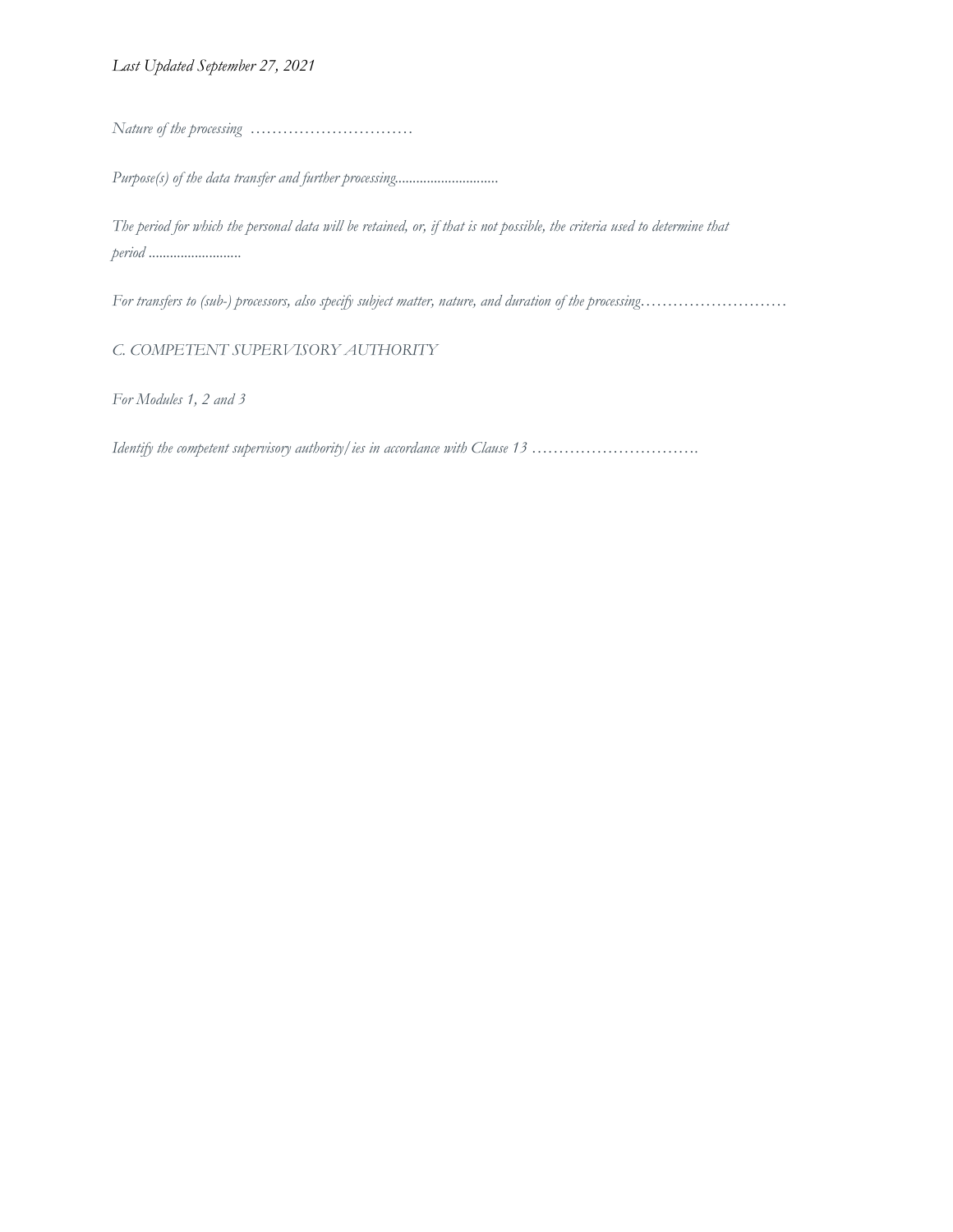*Last Updated September 27, 2021*

*Nature of the processing …………………………*

*Purpose(s) of the data transfer and further processing............................*

*The period for which the personal data will be retained, or, if that is not possible, the criteria used to determine that period ..........................*

*For transfers to (sub-) processors, also specify subject matter, nature, and duration of the processing………………………*

*C. COMPETENT SUPERVISORY AUTHORITY*

*For Modules 1, 2 and 3*

*Identify the competent supervisory authority/ies in accordance with Clause 13 ………………………….*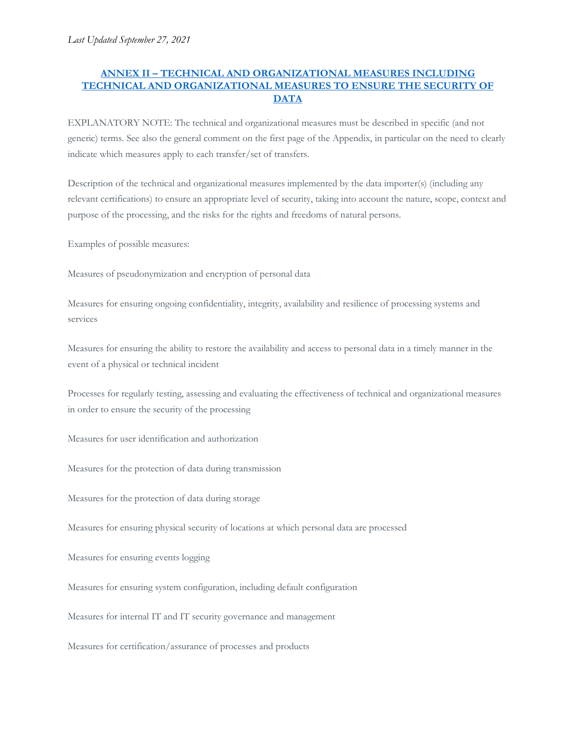*Last Updated September 27, 2021*

## ANNEX II – TECHNICAL AND ORGANIZATIONAL MEASURES INCLUDING TECHNICAL AND ORGANIZATIONAL MEASURES TO ENSURE THE SECURITY OF DATA

EXPLANATORY NOTE: The technical and organizational measures must be described in specific (and not generic) terms. See also the general comment on the first page of the Appendix, in particular on the need to clearly indicate which measures apply to each transfer/set of transfers.

Description of the technical and organizational measures implemented by the data importer(s) (including any relevant certifications) to ensure an appropriate level of security, taking into account the nature, scope, context and purpose of the processing, and the risks for the rights and freedoms of natural persons.

Examples of possible measures:

Measures of pseudonymization and encryption of personal data

Measures for ensuring ongoing confidentiality, integrity, availability and resilience of processing systems and services

Measures for ensuring the ability to restore the availability and access to personal data in a timely manner in the event of a physical or technical incident

Processes for regularly testing, assessing and evaluating the effectiveness of technical and organizational measures in order to ensure the security of the processing

Measures for user identification and authorization

Measures for the protection of data during transmission

Measures for the protection of data during storage

Measures for ensuring physical security of locations at which personal data are processed

Measures for ensuring events logging

Measures for ensuring system configuration, including default configuration

Measures for internal IT and IT security governance and management

Measures for certification/assurance of processes and products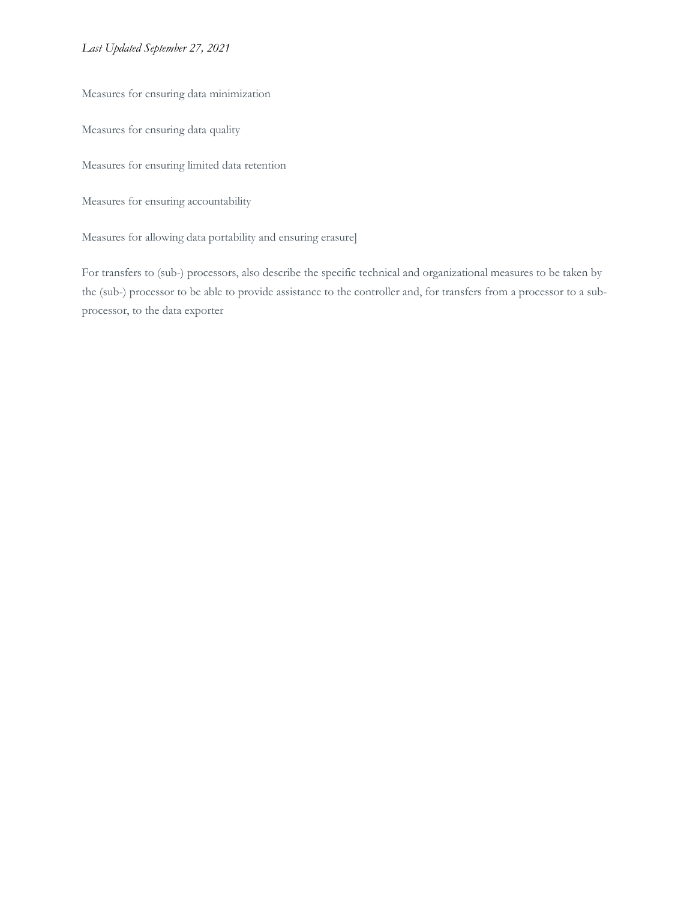Measures for ensuring data minimization

Measures for ensuring data quality

Measures for ensuring limited data retention

Measures for ensuring accountability

Measures for allowing data portability and ensuring erasure]

For transfers to (sub-) processors, also describe the specific technical and organizational measures to be taken by the (sub-) processor to be able to provide assistance to the controller and, for transfers from a processor to a sub-processor, to the data exporter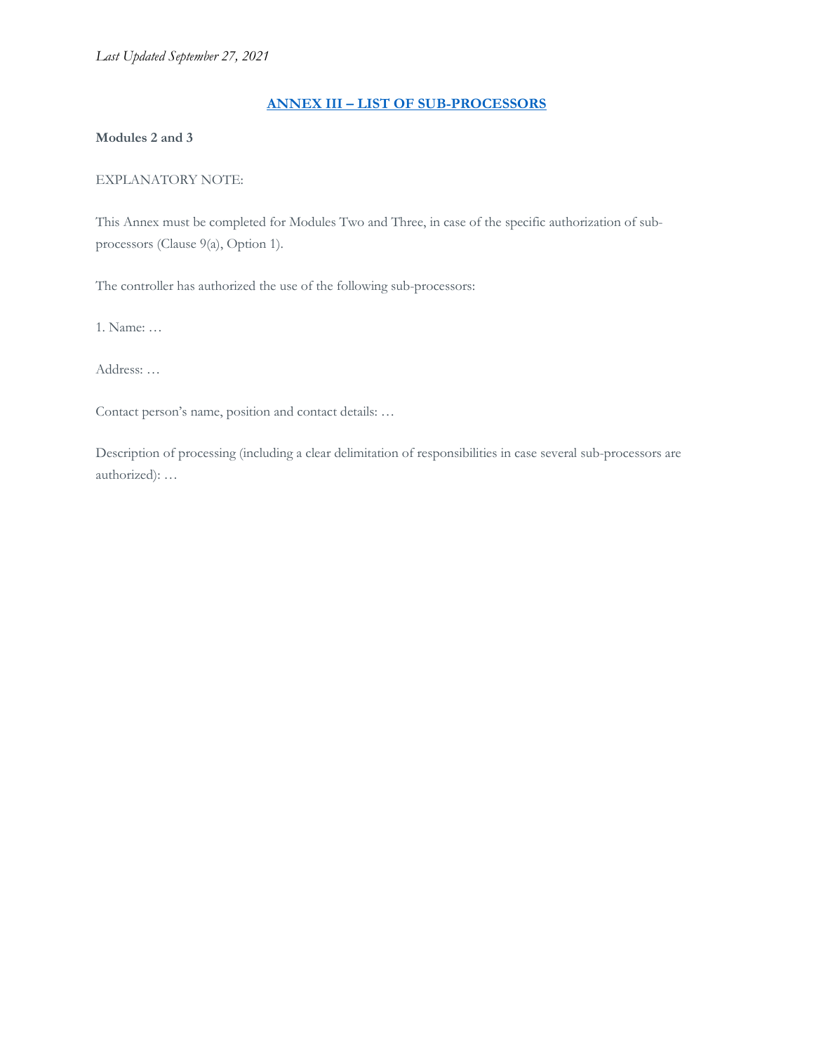*Last Updated September 27, 2021*

## ANNEX III – LIST OF SUB-PROCESSORS

**Modules 2 and 3**

EXPLANATORY NOTE:

This Annex must be completed for Modules Two and Three, in case of the specific authorization of sub-processors (Clause 9(a), Option 1).

The controller has authorized the use of the following sub-processors:

1. Name: …

Address: …

Contact person's name, position and contact details: …

Description of processing (including a clear delimitation of responsibilities in case several sub-processors are authorized): …